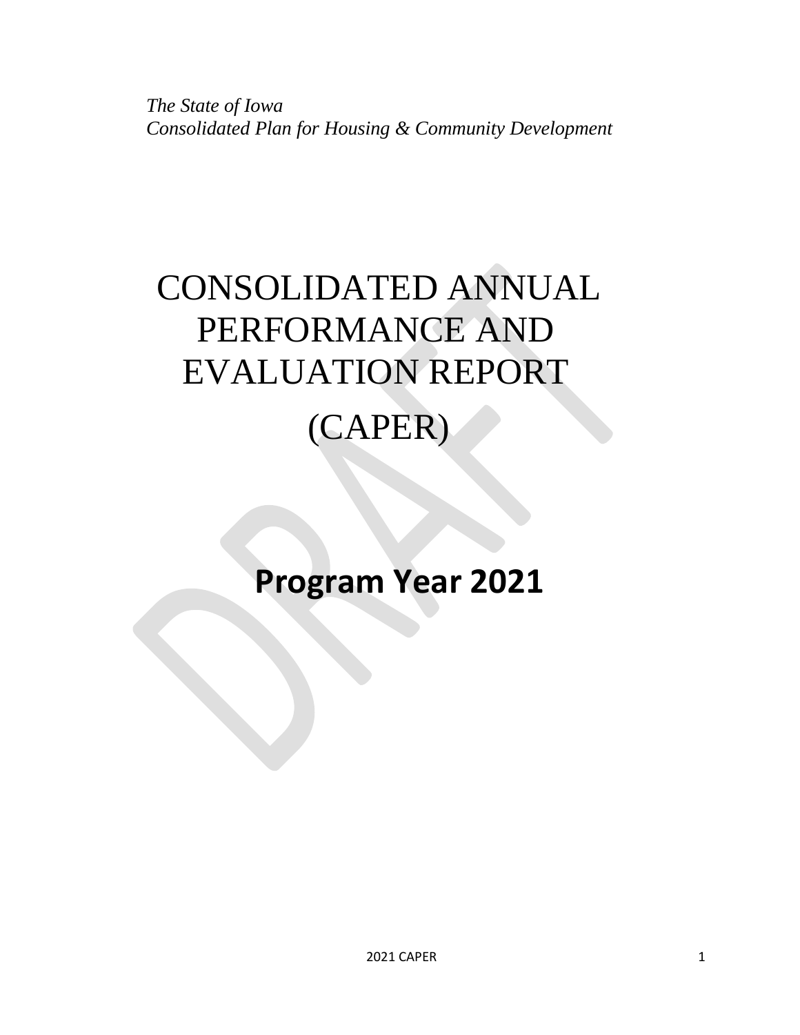*The State of Iowa*
*Consolidated Plan for Housing & Community Development*

# CONSOLIDATED ANNUAL PERFORMANCE AND EVALUATION REPORT

# (CAPER)

## **Program Year 2021**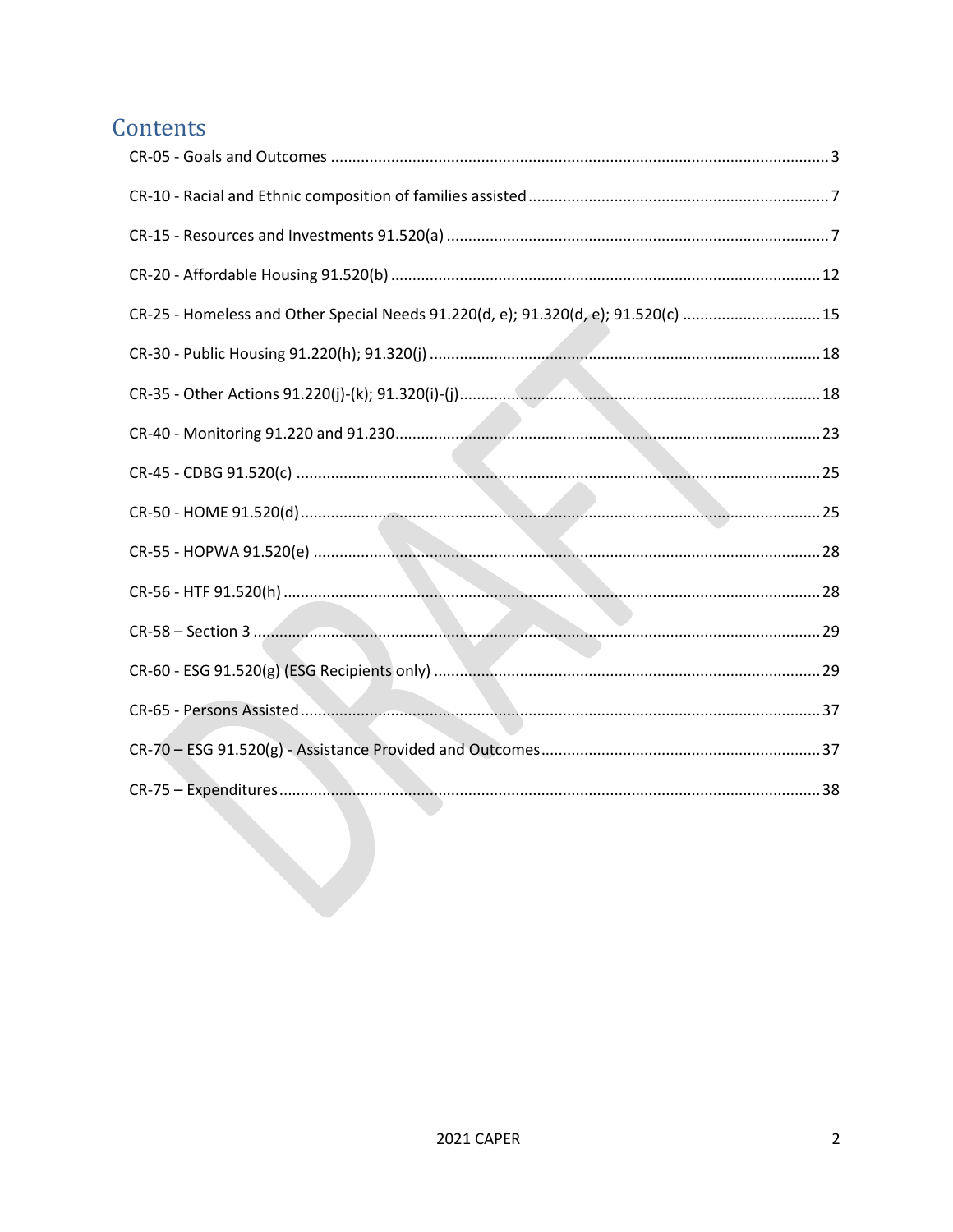# Contents

CR-05 - Goals and Outcomes ....................................................................................................3

CR-10 - Racial and Ethnic composition of families assisted .....................................................................7

CR-15 - Resources and Investments 91.520(a) .........................................................................................7

CR-20 - Affordable Housing 91.520(b) ....................................................................................................12

CR-25 - Homeless and Other Special Needs 91.220(d, e); 91.320(d, e); 91.520(c) ................................15

CR-30 - Public Housing 91.220(h); 91.320(j) ..........................................................................................18

CR-35 - Other Actions 91.220(j)-(k); 91.320(i)-(j)...................................................................................18

CR-40 - Monitoring 91.220 and 91.230...................................................................................................23

CR-45 - CDBG 91.520(c) .........................................................................................................................25

CR-50 - HOME 91.520(d).........................................................................................................................25

CR-55 - HOPWA 91.520(e) .....................................................................................................................28

CR-56 - HTF 91.520(h) ............................................................................................................................28

CR-58 – Section 3 ...................................................................................................................................29

CR-60 - ESG 91.520(g) (ESG Recipients only) .........................................................................................29

CR-65 - Persons Assisted........................................................................................................................37

CR-70 – ESG 91.520(g) - Assistance Provided and Outcomes.................................................................37

CR-75 – Expenditures..............................................................................................................................38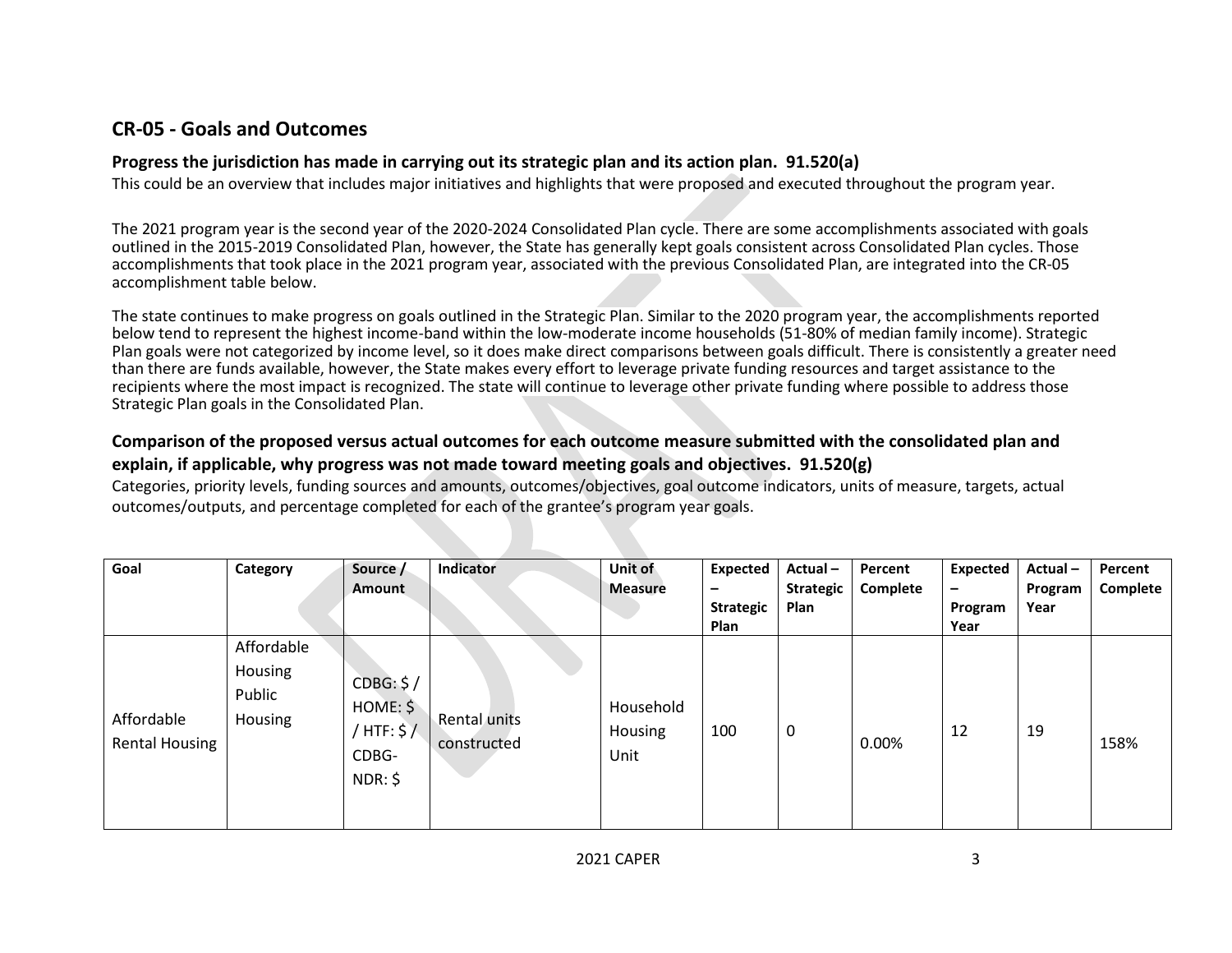## CR-05 - Goals and Outcomes

### Progress the jurisdiction has made in carrying out its strategic plan and its action plan. 91.520(a)

This could be an overview that includes major initiatives and highlights that were proposed and executed throughout the program year.

The 2021 program year is the second year of the 2020-2024 Consolidated Plan cycle. There are some accomplishments associated with goals outlined in the 2015-2019 Consolidated Plan, however, the State has generally kept goals consistent across Consolidated Plan cycles. Those accomplishments that took place in the 2021 program year, associated with the previous Consolidated Plan, are integrated into the CR-05 accomplishment table below.

The state continues to make progress on goals outlined in the Strategic Plan. Similar to the 2020 program year, the accomplishments reported below tend to represent the highest income-band within the low-moderate income households (51-80% of median family income). Strategic Plan goals were not categorized by income level, so it does make direct comparisons between goals difficult. There is consistently a greater need than there are funds available, however, the State makes every effort to leverage private funding resources and target assistance to the recipients where the most impact is recognized. The state will continue to leverage other private funding where possible to address those Strategic Plan goals in the Consolidated Plan.

### Comparison of the proposed versus actual outcomes for each outcome measure submitted with the consolidated plan and explain, if applicable, why progress was not made toward meeting goals and objectives. 91.520(g)

Categories, priority levels, funding sources and amounts, outcomes/objectives, goal outcome indicators, units of measure, targets, actual outcomes/outputs, and percentage completed for each of the grantee's program year goals.

| Goal | Category | Source / Amount | Indicator | Unit of Measure | Expected – Strategic Plan | Actual – Strategic Plan | Percent Complete | Expected – Program Year | Actual – Program Year | Percent Complete |
|---|---|---|---|---|---|---|---|---|---|---|
| Affordable Rental Housing | Affordable Housing Public Housing | CDBG: $ / HOME: $ / HTF: $ / CDBG-NDR: $ | Rental units constructed | Household Housing Unit | 100 | 0 | 0.00% | 12 | 19 | 158% |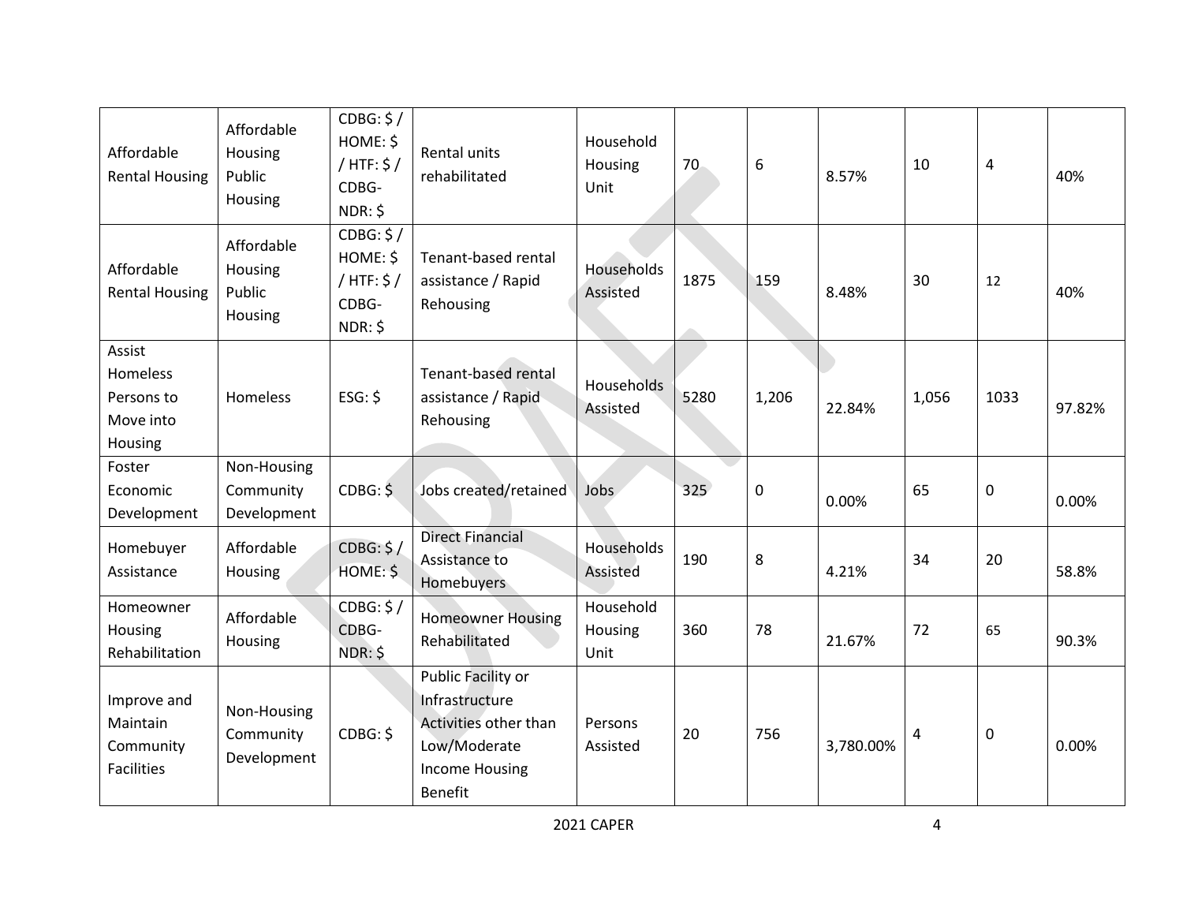| Affordable Rental Housing | Affordable Housing Public Housing | CDBG: $ / HOME: $ / HTF: $ / CDBG-NDR: $ | Rental units rehabilitated | Household Housing Unit | 70 | 6 | 8.57% | 10 | 4 | 40% |
|---|---|---|---|---|---|---|---|---|---|---|
| Affordable Rental Housing | Affordable Housing Public Housing | CDBG: $ / HOME: $ / HTF: $ / CDBG-NDR: $ | Tenant-based rental assistance / Rapid Rehousing | Households Assisted | 1875 | 159 | 8.48% | 30 | 12 | 40% |
| Assist Homeless Persons to Move into Housing | Homeless | ESG: $ | Tenant-based rental assistance / Rapid Rehousing | Households Assisted | 5280 | 1,206 | 22.84% | 1,056 | 1033 | 97.82% |
| Foster Economic Development | Non-Housing Community Development | CDBG: $ | Jobs created/retained | Jobs | 325 | 0 | 0.00% | 65 | 0 | 0.00% |
| Homebuyer Assistance | Affordable Housing | CDBG: $ / HOME: $ | Direct Financial Assistance to Homebuyers | Households Assisted | 190 | 8 | 4.21% | 34 | 20 | 58.8% |
| Homeowner Housing Rehabilitation | Affordable Housing | CDBG: $ / CDBG-NDR: $ | Homeowner Housing Rehabilitated | Household Housing Unit | 360 | 78 | 21.67% | 72 | 65 | 90.3% |
| Improve and Maintain Community Facilities | Non-Housing Community Development | CDBG: $ | Public Facility or Infrastructure Activities other than Low/Moderate Income Housing Benefit | Persons Assisted | 20 | 756 | 3,780.00% | 4 | 0 | 0.00% |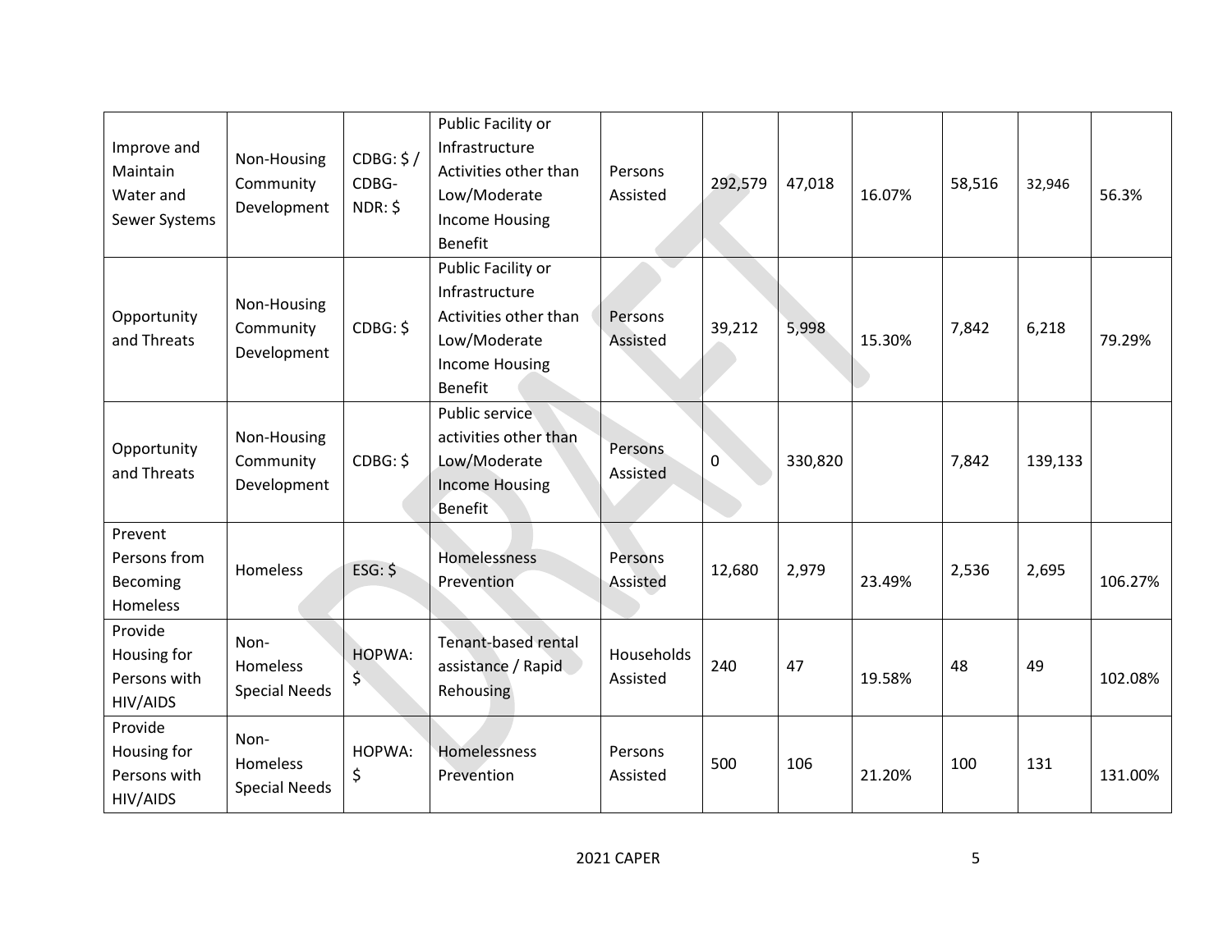| Improve and Maintain Water and Sewer Systems | Non-Housing Community Development | CDBG: $ / CDBG-NDR: $ | Public Facility or Infrastructure Activities other than Low/Moderate Income Housing Benefit | Persons Assisted | 292,579 | 47,018 | 16.07% | 58,516 | 32,946 | 56.3% |
|---|---|---|---|---|---|---|---|---|---|---|
| Opportunity and Threats | Non-Housing Community Development | CDBG: $ | Public Facility or Infrastructure Activities other than Low/Moderate Income Housing Benefit | Persons Assisted | 39,212 | 5,998 | 15.30% | 7,842 | 6,218 | 79.29% |
| Opportunity and Threats | Non-Housing Community Development | CDBG: $ | Public service activities other than Low/Moderate Income Housing Benefit | Persons Assisted | 0 | 330,820 | | 7,842 | 139,133 | |
| Prevent Persons from Becoming Homeless | Homeless | ESG: $ | Homelessness Prevention | Persons Assisted | 12,680 | 2,979 | 23.49% | 2,536 | 2,695 | 106.27% |
| Provide Housing for Persons with HIV/AIDS | Non-Homeless Special Needs | HOPWA: $ | Tenant-based rental assistance / Rapid Rehousing | Households Assisted | 240 | 47 | 19.58% | 48 | 49 | 102.08% |
| Provide Housing for Persons with HIV/AIDS | Non-Homeless Special Needs | HOPWA: $ | Homelessness Prevention | Persons Assisted | 500 | 106 | 21.20% | 100 | 131 | 131.00% |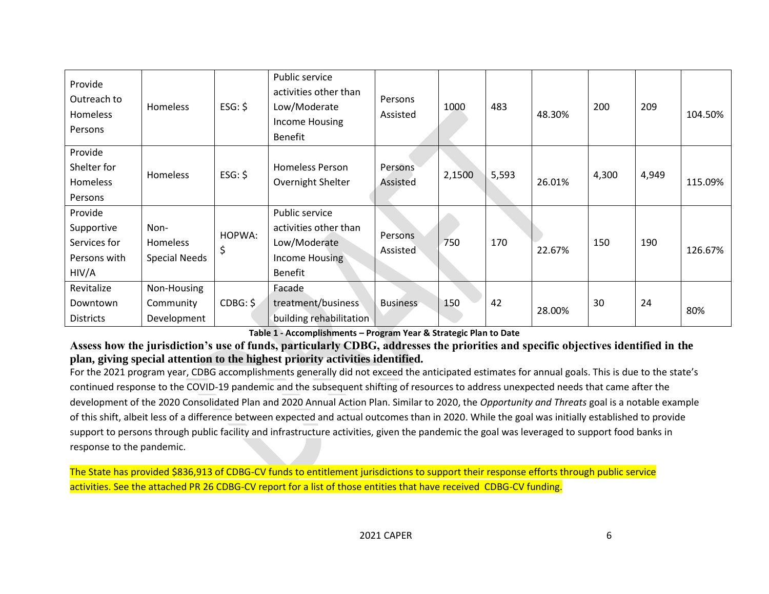| Provide Outreach to Homeless Persons | Homeless | ESG: $ | Public service activities other than Low/Moderate Income Housing Benefit | Persons Assisted | 1000 | 483 | 48.30% | 200 | 209 | 104.50% |
|---|---|---|---|---|---|---|---|---|---|---|
| Provide Shelter for Homeless Persons | Homeless | ESG: $ | Homeless Person Overnight Shelter | Persons Assisted | 2,1500 | 5,593 | 26.01% | 4,300 | 4,949 | 115.09% |
| Provide Supportive Services for Persons with HIV/A | Non-Homeless Special Needs | HOPWA: $ | Public service activities other than Low/Moderate Income Housing Benefit | Persons Assisted | 750 | 170 | 22.67% | 150 | 190 | 126.67% |
| Revitalize Downtown Districts | Non-Housing Community Development | CDBG: $ | Facade treatment/business building rehabilitation | Business | 150 | 42 | 28.00% | 30 | 24 | 80% |

**Table 1 - Accomplishments – Program Year & Strategic Plan to Date**

**Assess how the jurisdiction's use of funds, particularly CDBG, addresses the priorities and specific objectives identified in the plan, giving special attention to the highest priority activities identified.**

For the 2021 program year, CDBG accomplishments generally did not exceed the anticipated estimates for annual goals. This is due to the state's continued response to the COVID-19 pandemic and the subsequent shifting of resources to address unexpected needs that came after the development of the 2020 Consolidated Plan and 2020 Annual Action Plan. Similar to 2020, the *Opportunity and Threats* goal is a notable example of this shift, albeit less of a difference between expected and actual outcomes than in 2020. While the goal was initially established to provide support to persons through public facility and infrastructure activities, given the pandemic the goal was leveraged to support food banks in response to the pandemic.

The State has provided $836,913 of CDBG-CV funds to entitlement jurisdictions to support their response efforts through public service activities. See the attached PR 26 CDBG-CV report for a list of those entities that have received CDBG-CV funding.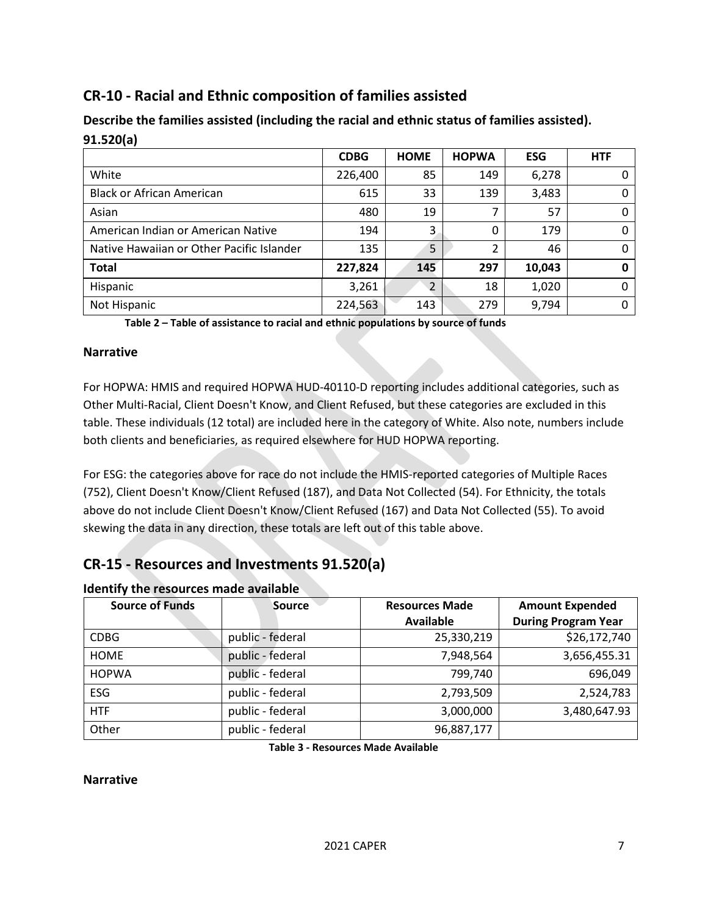## CR-10 - Racial and Ethnic composition of families assisted

### Describe the families assisted (including the racial and ethnic status of families assisted). 91.520(a)

| | CDBG | HOME | HOPWA | ESG | HTF |
|---|---|---|---|---|---|
| White | 226,400 | 85 | 149 | 6,278 | 0 |
| Black or African American | 615 | 33 | 139 | 3,483 | 0 |
| Asian | 480 | 19 | 7 | 57 | 0 |
| American Indian or American Native | 194 | 3 | 0 | 179 | 0 |
| Native Hawaiian or Other Pacific Islander | 135 | 5 | 2 | 46 | 0 |
| **Total** | **227,824** | **145** | **297** | **10,043** | **0** |
| Hispanic | 3,261 | 2 | 18 | 1,020 | 0 |
| Not Hispanic | 224,563 | 143 | 279 | 9,794 | 0 |

**Table 2 – Table of assistance to racial and ethnic populations by source of funds**

### Narrative

For HOPWA: HMIS and required HOPWA HUD-40110-D reporting includes additional categories, such as Other Multi-Racial, Client Doesn't Know, and Client Refused, but these categories are excluded in this table. These individuals (12 total) are included here in the category of White. Also note, numbers include both clients and beneficiaries, as required elsewhere for HUD HOPWA reporting.

For ESG: the categories above for race do not include the HMIS-reported categories of Multiple Races (752), Client Doesn't Know/Client Refused (187), and Data Not Collected (54). For Ethnicity, the totals above do not include Client Doesn't Know/Client Refused (167) and Data Not Collected (55). To avoid skewing the data in any direction, these totals are left out of this table above.

## CR-15 - Resources and Investments 91.520(a)

### Identify the resources made available

| Source of Funds | Source | Resources Made Available | Amount Expended During Program Year |
|---|---|---|---|
| CDBG | public - federal | 25,330,219 | $26,172,740 |
| HOME | public - federal | 7,948,564 | 3,656,455.31 |
| HOPWA | public - federal | 799,740 | 696,049 |
| ESG | public - federal | 2,793,509 | 2,524,783 |
| HTF | public - federal | 3,000,000 | 3,480,647.93 |
| Other | public - federal | 96,887,177 | |

**Table 3 - Resources Made Available**

### Narrative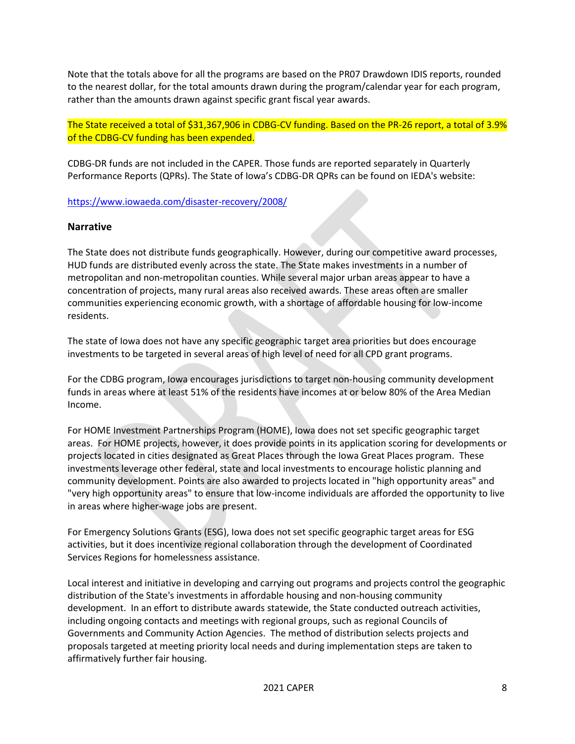Note that the totals above for all the programs are based on the PR07 Drawdown IDIS reports, rounded to the nearest dollar, for the total amounts drawn during the program/calendar year for each program, rather than the amounts drawn against specific grant fiscal year awards.

The State received a total of $31,367,906 in CDBG-CV funding. Based on the PR-26 report, a total of 3.9% of the CDBG-CV funding has been expended.

CDBG-DR funds are not included in the CAPER. Those funds are reported separately in Quarterly Performance Reports (QPRs). The State of Iowa's CDBG-DR QPRs can be found on IEDA's website:

https://www.iowaeda.com/disaster-recovery/2008/

### Narrative

The State does not distribute funds geographically. However, during our competitive award processes, HUD funds are distributed evenly across the state. The State makes investments in a number of metropolitan and non-metropolitan counties. While several major urban areas appear to have a concentration of projects, many rural areas also received awards. These areas often are smaller communities experiencing economic growth, with a shortage of affordable housing for low-income residents.

The state of Iowa does not have any specific geographic target area priorities but does encourage investments to be targeted in several areas of high level of need for all CPD grant programs.

For the CDBG program, Iowa encourages jurisdictions to target non-housing community development funds in areas where at least 51% of the residents have incomes at or below 80% of the Area Median Income.

For HOME Investment Partnerships Program (HOME), Iowa does not set specific geographic target areas. For HOME projects, however, it does provide points in its application scoring for developments or projects located in cities designated as Great Places through the Iowa Great Places program. These investments leverage other federal, state and local investments to encourage holistic planning and community development. Points are also awarded to projects located in "high opportunity areas" and "very high opportunity areas" to ensure that low-income individuals are afforded the opportunity to live in areas where higher-wage jobs are present.

For Emergency Solutions Grants (ESG), Iowa does not set specific geographic target areas for ESG activities, but it does incentivize regional collaboration through the development of Coordinated Services Regions for homelessness assistance.

Local interest and initiative in developing and carrying out programs and projects control the geographic distribution of the State's investments in affordable housing and non-housing community development. In an effort to distribute awards statewide, the State conducted outreach activities, including ongoing contacts and meetings with regional groups, such as regional Councils of Governments and Community Action Agencies. The method of distribution selects projects and proposals targeted at meeting priority local needs and during implementation steps are taken to affirmatively further fair housing.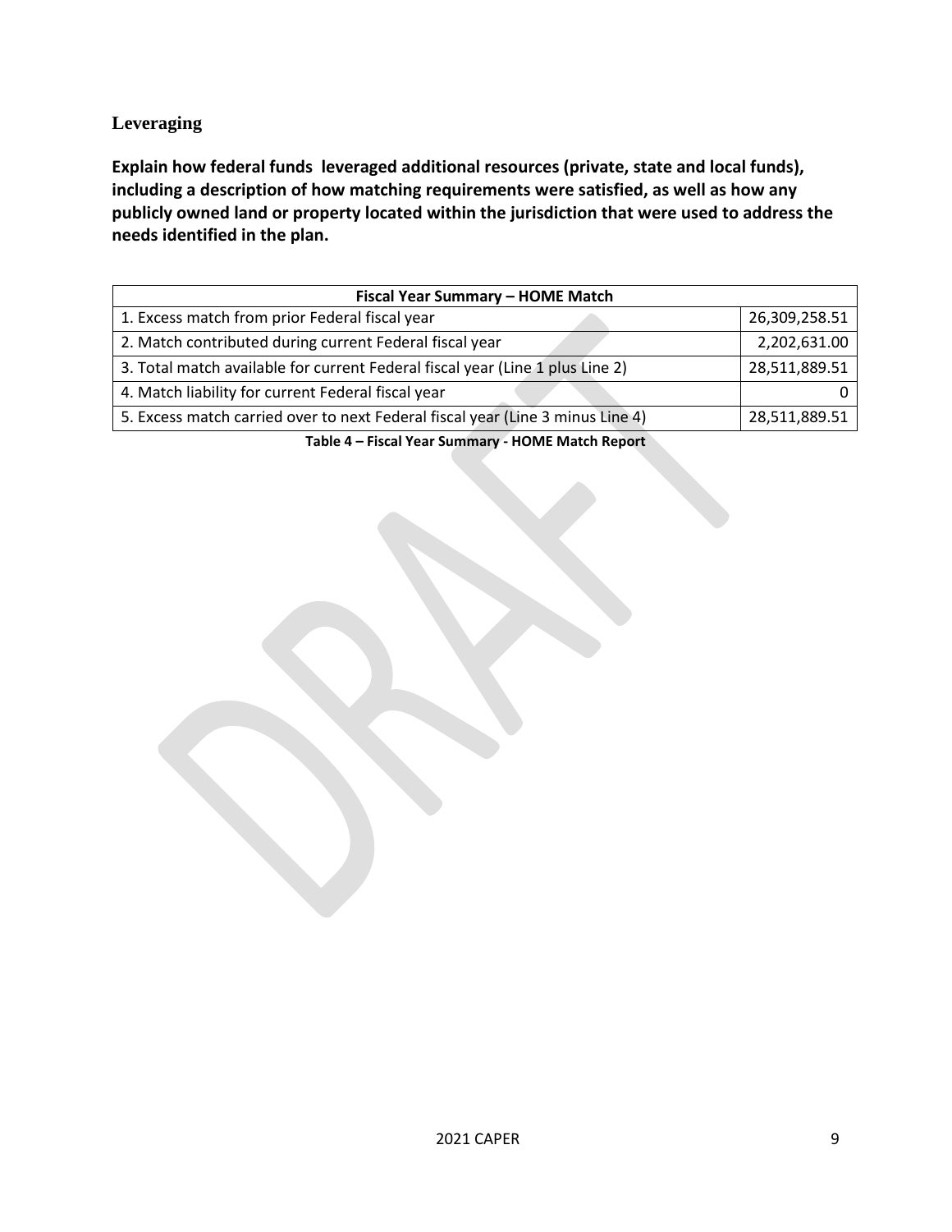## Leveraging

**Explain how federal funds leveraged additional resources (private, state and local funds), including a description of how matching requirements were satisfied, as well as how any publicly owned land or property located within the jurisdiction that were used to address the needs identified in the plan.**

| Fiscal Year Summary – HOME Match | |
|---|---|
| 1. Excess match from prior Federal fiscal year | 26,309,258.51 |
| 2. Match contributed during current Federal fiscal year | 2,202,631.00 |
| 3. Total match available for current Federal fiscal year (Line 1 plus Line 2) | 28,511,889.51 |
| 4. Match liability for current Federal fiscal year | 0 |
| 5. Excess match carried over to next Federal fiscal year (Line 3 minus Line 4) | 28,511,889.51 |

**Table 4 – Fiscal Year Summary - HOME Match Report**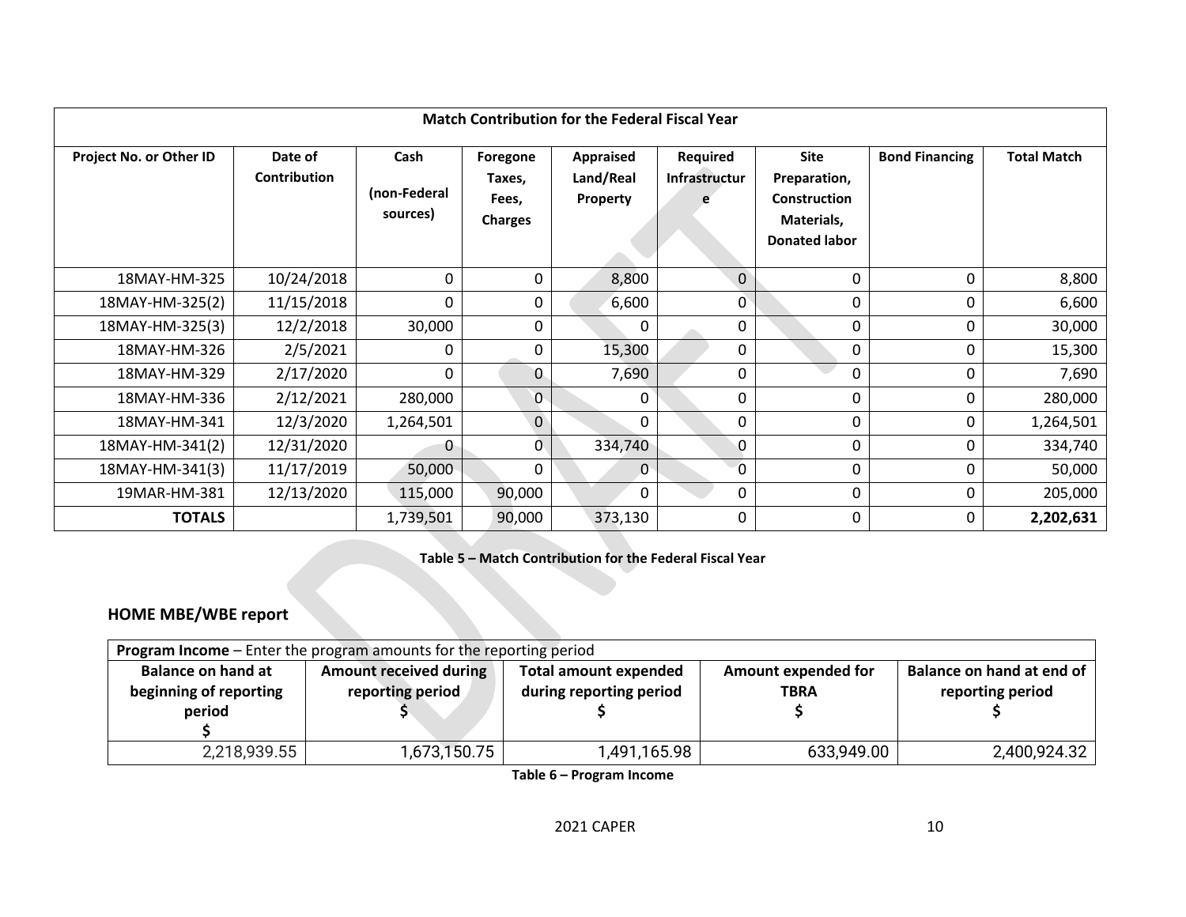| Match Contribution for the Federal Fiscal Year | | | | | | | | |
|---|---|---|---|---|---|---|---|---|
| Project No. or Other ID | Date of Contribution | Cash (non-Federal sources) | Foregone Taxes, Fees, Charges | Appraised Land/Real Property | Required Infrastructure | Site Preparation, Construction Materials, Donated labor | Bond Financing | Total Match |
| 18MAY-HM-325 | 10/24/2018 | 0 | 0 | 8,800 | 0 | 0 | 0 | 8,800 |
| 18MAY-HM-325(2) | 11/15/2018 | 0 | 0 | 6,600 | 0 | 0 | 0 | 6,600 |
| 18MAY-HM-325(3) | 12/2/2018 | 30,000 | 0 | 0 | 0 | 0 | 0 | 30,000 |
| 18MAY-HM-326 | 2/5/2021 | 0 | 0 | 15,300 | 0 | 0 | 0 | 15,300 |
| 18MAY-HM-329 | 2/17/2020 | 0 | 0 | 7,690 | 0 | 0 | 0 | 7,690 |
| 18MAY-HM-336 | 2/12/2021 | 280,000 | 0 | 0 | 0 | 0 | 0 | 280,000 |
| 18MAY-HM-341 | 12/3/2020 | 1,264,501 | 0 | 0 | 0 | 0 | 0 | 1,264,501 |
| 18MAY-HM-341(2) | 12/31/2020 | 0 | 0 | 334,740 | 0 | 0 | 0 | 334,740 |
| 18MAY-HM-341(3) | 11/17/2019 | 50,000 | 0 | 0 | 0 | 0 | 0 | 50,000 |
| 19MAR-HM-381 | 12/13/2020 | 115,000 | 90,000 | 0 | 0 | 0 | 0 | 205,000 |
| **TOTALS** | | 1,739,501 | 90,000 | 373,130 | 0 | 0 | 0 | **2,202,631** |

**Table 5 – Match Contribution for the Federal Fiscal Year**

## HOME MBE/WBE report

| **Program Income** – Enter the program amounts for the reporting period | | | | |
|---|---|---|---|---|
| **Balance on hand at beginning of reporting period $** | **Amount received during reporting period $** | **Total amount expended during reporting period $** | **Amount expended for TBRA $** | **Balance on hand at end of reporting period $** |
| 2,218,939.55 | 1,673,150.75 | 1,491,165.98 | 633,949.00 | 2,400,924.32 |

**Table 6 – Program Income**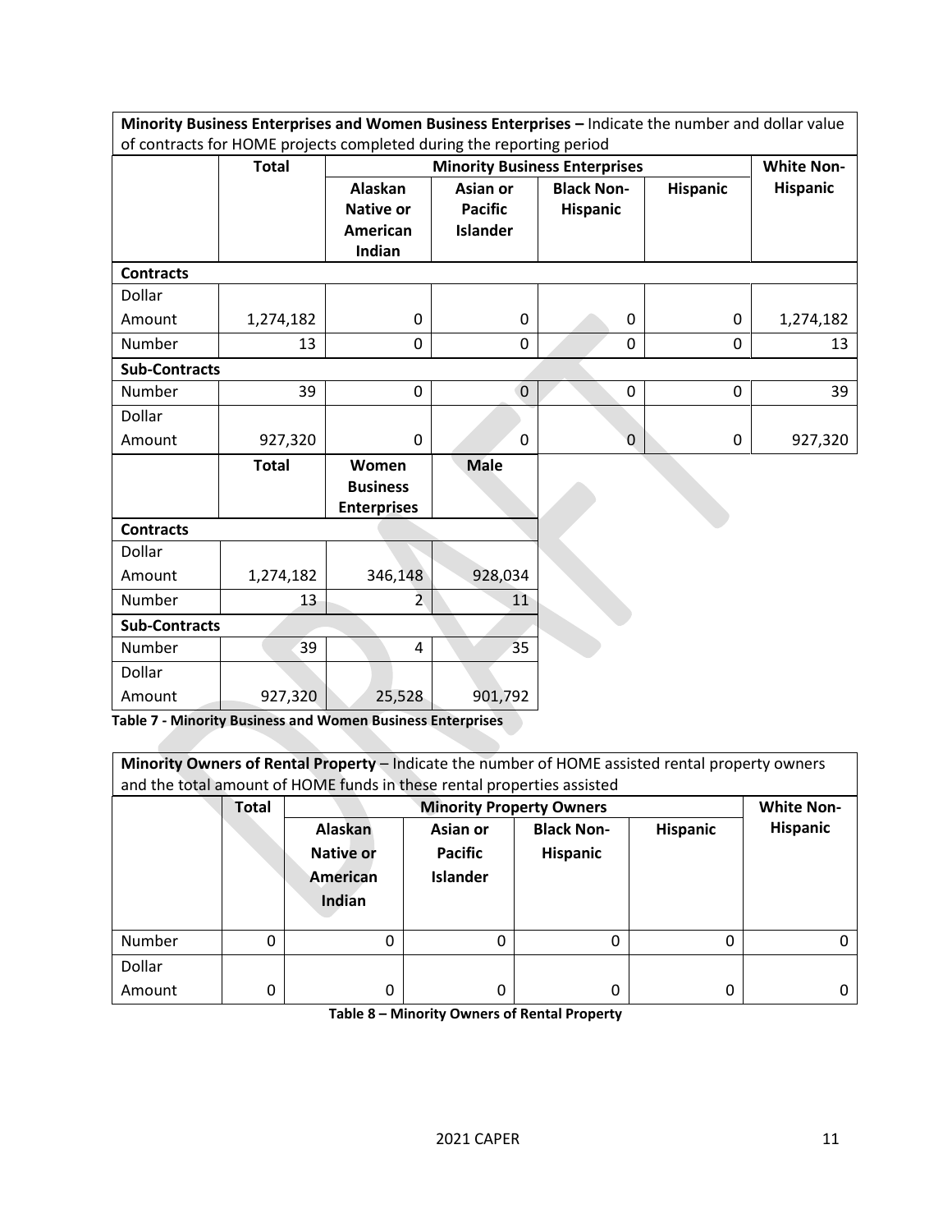| Minority Business Enterprises and Women Business Enterprises – Indicate the number and dollar value of contracts for HOME projects completed during the reporting period | | | | | | |
|---|---|---|---|---|---|---|
| | Total | Minority Business Enterprises | | | | White Non-Hispanic |
| | | Alaskan Native or American Indian | Asian or Pacific Islander | Black Non-Hispanic | Hispanic | |
| **Contracts** | | | | | | |
| Dollar Amount | 1,274,182 | 0 | 0 | 0 | 0 | 1,274,182 |
| Number | 13 | 0 | 0 | 0 | 0 | 13 |
| **Sub-Contracts** | | | | | | |
| Number | 39 | 0 | 0 | 0 | 0 | 39 |
| Dollar Amount | 927,320 | 0 | 0 | 0 | 0 | 927,320 |

| | Total | Women Business Enterprises | Male |
|---|---|---|---|
| **Contracts** | | | |
| Dollar Amount | 1,274,182 | 346,148 | 928,034 |
| Number | 13 | 2 | 11 |
| **Sub-Contracts** | | | |
| Number | 39 | 4 | 35 |
| Dollar Amount | 927,320 | 25,528 | 901,792 |

**Table 7 - Minority Business and Women Business Enterprises**

| Minority Owners of Rental Property – Indicate the number of HOME assisted rental property owners and the total amount of HOME funds in these rental properties assisted | | | | | | |
|---|---|---|---|---|---|---|
| | Total | Minority Property Owners | | | | White Non-Hispanic |
| | | Alaskan Native or American Indian | Asian or Pacific Islander | Black Non-Hispanic | Hispanic | |
| Number | 0 | 0 | 0 | 0 | 0 | 0 |
| Dollar Amount | 0 | 0 | 0 | 0 | 0 | 0 |

**Table 8 – Minority Owners of Rental Property**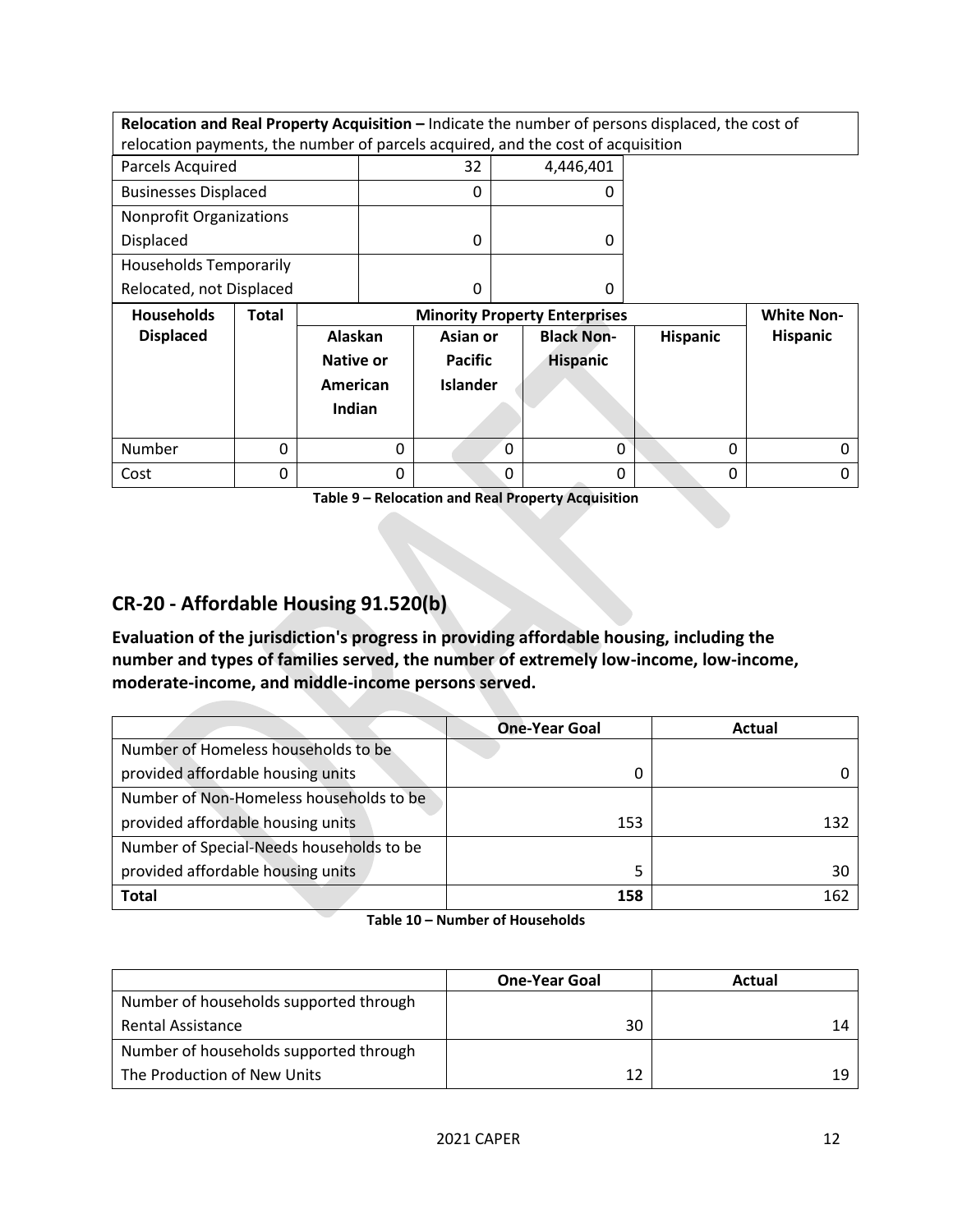| **Relocation and Real Property Acquisition –** Indicate the number of persons displaced, the cost of relocation payments, the number of parcels acquired, and the cost of acquisition | | |
|---|---|---|
| Parcels Acquired | 32 | 4,446,401 |
| Businesses Displaced | 0 | 0 |
| Nonprofit Organizations Displaced | 0 | 0 |
| Households Temporarily Relocated, not Displaced | 0 | 0 |

| Households Displaced | Total | Minority Property Enterprises | | | | White Non-Hispanic |
|---|---|---|---|---|---|---|
| | | Alaskan Native or American Indian | Asian or Pacific Islander | Black Non-Hispanic | Hispanic | |
| Number | 0 | 0 | 0 | 0 | 0 | 0 |
| Cost | 0 | 0 | 0 | 0 | 0 | 0 |

**Table 9 – Relocation and Real Property Acquisition**

## CR-20 - Affordable Housing 91.520(b)

**Evaluation of the jurisdiction's progress in providing affordable housing, including the number and types of families served, the number of extremely low-income, low-income, moderate-income, and middle-income persons served.**

| | One-Year Goal | Actual |
|---|---|---|
| Number of Homeless households to be provided affordable housing units | 0 | 0 |
| Number of Non-Homeless households to be provided affordable housing units | 153 | 132 |
| Number of Special-Needs households to be provided affordable housing units | 5 | 30 |
| **Total** | **158** | 162 |

**Table 10 – Number of Households**

| | One-Year Goal | Actual |
|---|---|---|
| Number of households supported through Rental Assistance | 30 | 14 |
| Number of households supported through The Production of New Units | 12 | 19 |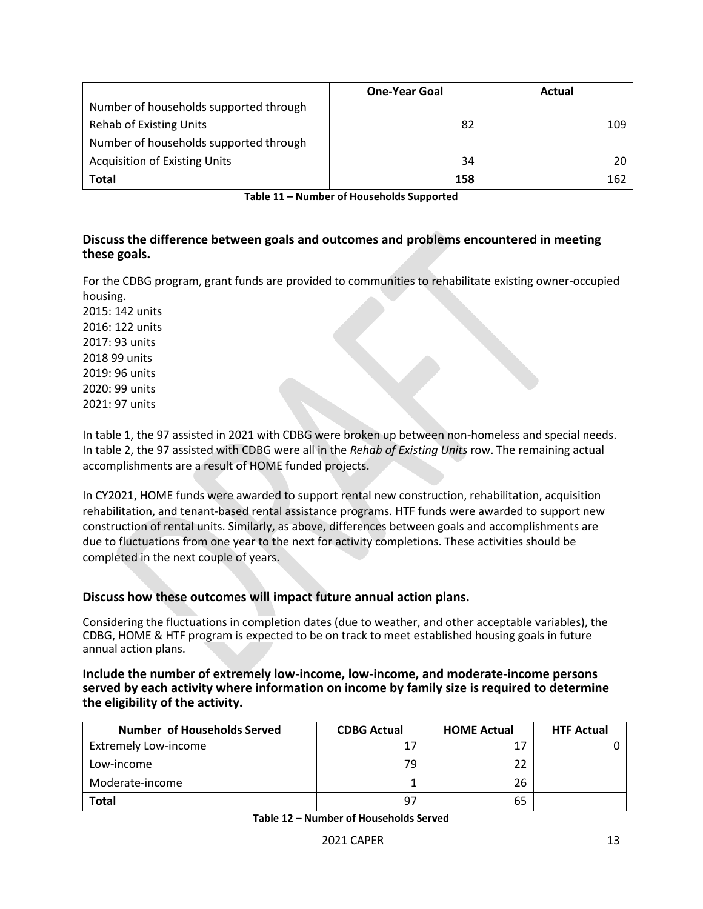| | One-Year Goal | Actual |
|---|---|---|
| Number of households supported through Rehab of Existing Units | 82 | 109 |
| Number of households supported through Acquisition of Existing Units | 34 | 20 |
| **Total** | **158** | 162 |

**Table 11 – Number of Households Supported**

### Discuss the difference between goals and outcomes and problems encountered in meeting these goals.

For the CDBG program, grant funds are provided to communities to rehabilitate existing owner-occupied housing.
2015: 142 units
2016: 122 units
2017: 93 units
2018 99 units
2019: 96 units
2020: 99 units
2021: 97 units

In table 1, the 97 assisted in 2021 with CDBG were broken up between non-homeless and special needs. In table 2, the 97 assisted with CDBG were all in the *Rehab of Existing Units* row. The remaining actual accomplishments are a result of HOME funded projects.

In CY2021, HOME funds were awarded to support rental new construction, rehabilitation, acquisition rehabilitation, and tenant-based rental assistance programs. HTF funds were awarded to support new construction of rental units. Similarly, as above, differences between goals and accomplishments are due to fluctuations from one year to the next for activity completions. These activities should be completed in the next couple of years.

### Discuss how these outcomes will impact future annual action plans.

Considering the fluctuations in completion dates (due to weather, and other acceptable variables), the CDBG, HOME & HTF program is expected to be on track to meet established housing goals in future annual action plans.

### Include the number of extremely low-income, low-income, and moderate-income persons served by each activity where information on income by family size is required to determine the eligibility of the activity.

| Number of Households Served | CDBG Actual | HOME Actual | HTF Actual |
|---|---|---|---|
| Extremely Low-income | 17 | 17 | 0 |
| Low-income | 79 | 22 | |
| Moderate-income | 1 | 26 | |
| **Total** | 97 | 65 | |

**Table 12 – Number of Households Served**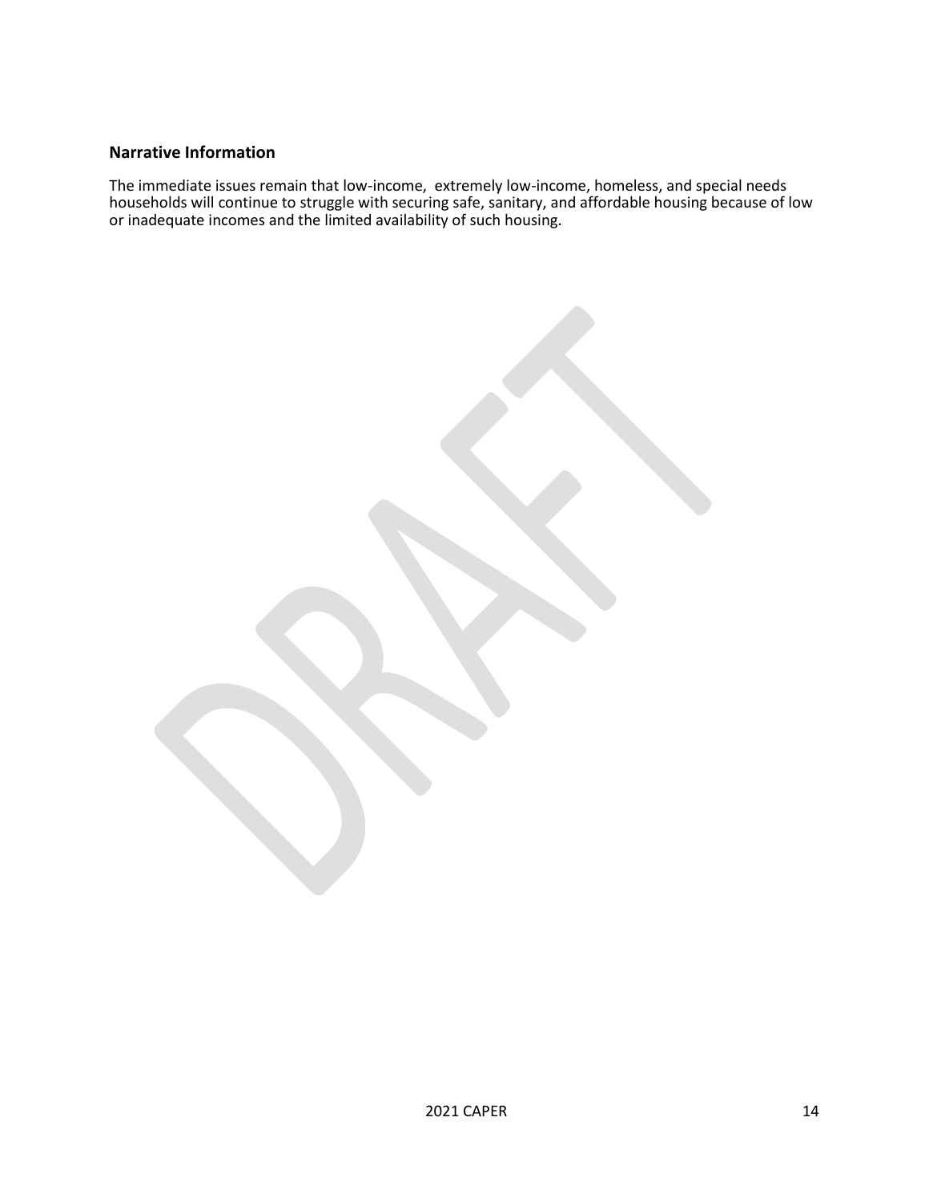## Narrative Information

The immediate issues remain that low-income, extremely low-income, homeless, and special needs households will continue to struggle with securing safe, sanitary, and affordable housing because of low or inadequate incomes and the limited availability of such housing.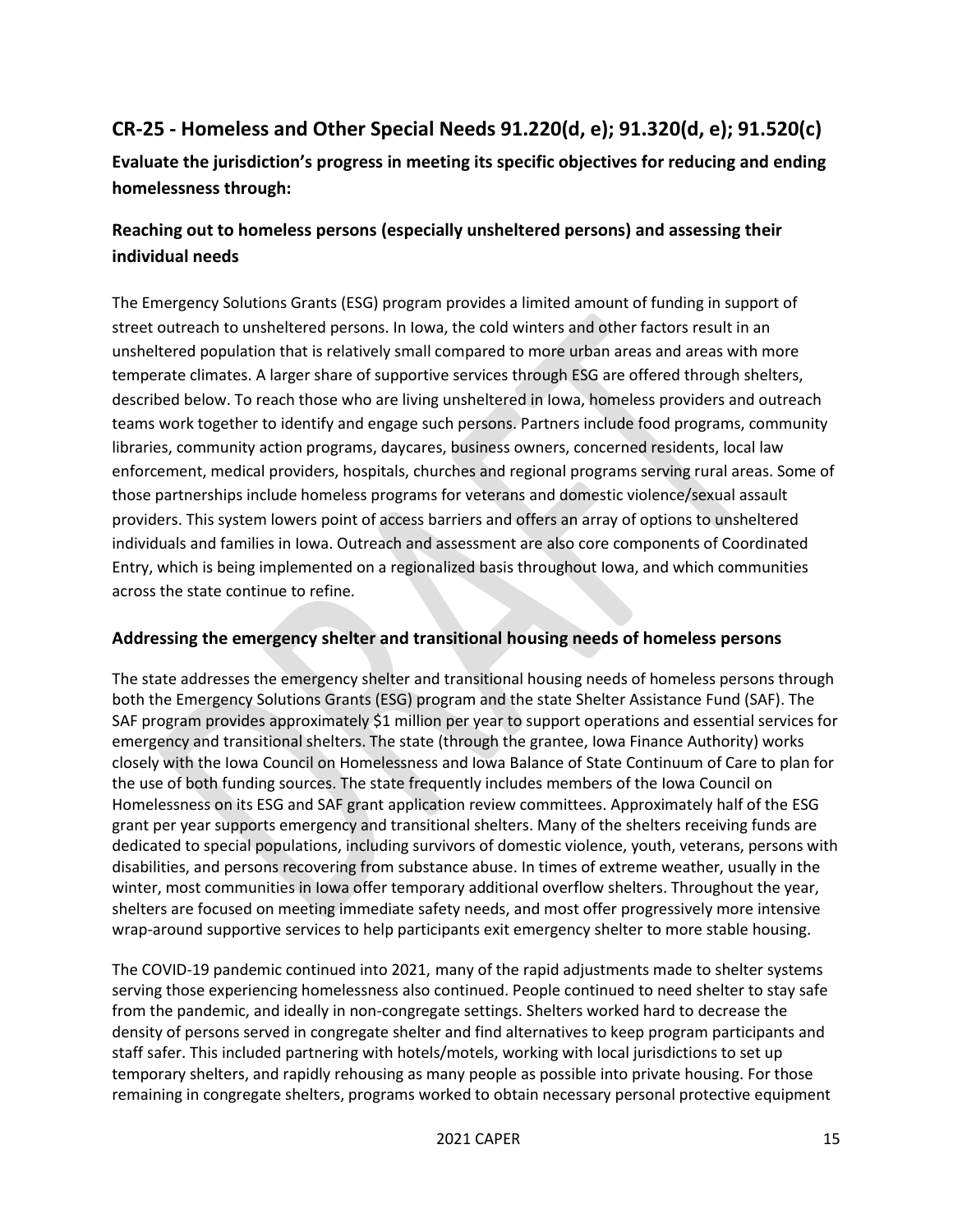## CR-25 - Homeless and Other Special Needs 91.220(d, e); 91.320(d, e); 91.520(c)

**Evaluate the jurisdiction's progress in meeting its specific objectives for reducing and ending homelessness through:**

### Reaching out to homeless persons (especially unsheltered persons) and assessing their individual needs

The Emergency Solutions Grants (ESG) program provides a limited amount of funding in support of street outreach to unsheltered persons. In Iowa, the cold winters and other factors result in an unsheltered population that is relatively small compared to more urban areas and areas with more temperate climates. A larger share of supportive services through ESG are offered through shelters, described below. To reach those who are living unsheltered in Iowa, homeless providers and outreach teams work together to identify and engage such persons. Partners include food programs, community libraries, community action programs, daycares, business owners, concerned residents, local law enforcement, medical providers, hospitals, churches and regional programs serving rural areas. Some of those partnerships include homeless programs for veterans and domestic violence/sexual assault providers. This system lowers point of access barriers and offers an array of options to unsheltered individuals and families in Iowa. Outreach and assessment are also core components of Coordinated Entry, which is being implemented on a regionalized basis throughout Iowa, and which communities across the state continue to refine.

### Addressing the emergency shelter and transitional housing needs of homeless persons

The state addresses the emergency shelter and transitional housing needs of homeless persons through both the Emergency Solutions Grants (ESG) program and the state Shelter Assistance Fund (SAF). The SAF program provides approximately $1 million per year to support operations and essential services for emergency and transitional shelters. The state (through the grantee, Iowa Finance Authority) works closely with the Iowa Council on Homelessness and Iowa Balance of State Continuum of Care to plan for the use of both funding sources. The state frequently includes members of the Iowa Council on Homelessness on its ESG and SAF grant application review committees. Approximately half of the ESG grant per year supports emergency and transitional shelters. Many of the shelters receiving funds are dedicated to special populations, including survivors of domestic violence, youth, veterans, persons with disabilities, and persons recovering from substance abuse. In times of extreme weather, usually in the winter, most communities in Iowa offer temporary additional overflow shelters. Throughout the year, shelters are focused on meeting immediate safety needs, and most offer progressively more intensive wrap-around supportive services to help participants exit emergency shelter to more stable housing.

The COVID-19 pandemic continued into 2021, many of the rapid adjustments made to shelter systems serving those experiencing homelessness also continued. People continued to need shelter to stay safe from the pandemic, and ideally in non-congregate settings. Shelters worked hard to decrease the density of persons served in congregate shelter and find alternatives to keep program participants and staff safer. This included partnering with hotels/motels, working with local jurisdictions to set up temporary shelters, and rapidly rehousing as many people as possible into private housing. For those remaining in congregate shelters, programs worked to obtain necessary personal protective equipment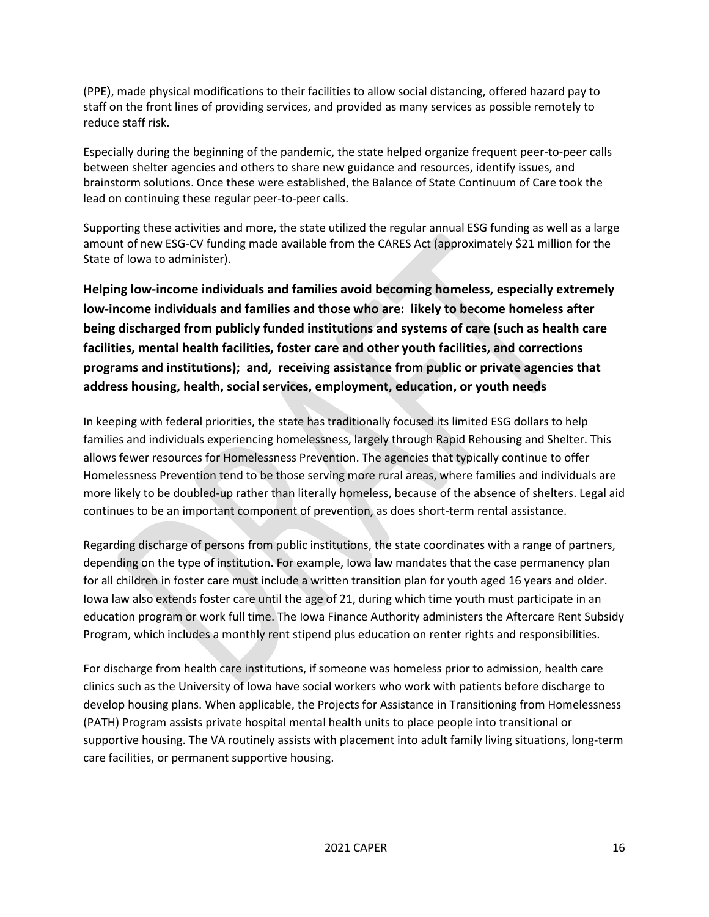(PPE), made physical modifications to their facilities to allow social distancing, offered hazard pay to staff on the front lines of providing services, and provided as many services as possible remotely to reduce staff risk.

Especially during the beginning of the pandemic, the state helped organize frequent peer-to-peer calls between shelter agencies and others to share new guidance and resources, identify issues, and brainstorm solutions. Once these were established, the Balance of State Continuum of Care took the lead on continuing these regular peer-to-peer calls.

Supporting these activities and more, the state utilized the regular annual ESG funding as well as a large amount of new ESG-CV funding made available from the CARES Act (approximately $21 million for the State of Iowa to administer).

## Helping low-income individuals and families avoid becoming homeless, especially extremely low-income individuals and families and those who are: likely to become homeless after being discharged from publicly funded institutions and systems of care (such as health care facilities, mental health facilities, foster care and other youth facilities, and corrections programs and institutions); and, receiving assistance from public or private agencies that address housing, health, social services, employment, education, or youth needs

In keeping with federal priorities, the state has traditionally focused its limited ESG dollars to help families and individuals experiencing homelessness, largely through Rapid Rehousing and Shelter. This allows fewer resources for Homelessness Prevention. The agencies that typically continue to offer Homelessness Prevention tend to be those serving more rural areas, where families and individuals are more likely to be doubled-up rather than literally homeless, because of the absence of shelters. Legal aid continues to be an important component of prevention, as does short-term rental assistance.

Regarding discharge of persons from public institutions, the state coordinates with a range of partners, depending on the type of institution. For example, Iowa law mandates that the case permanency plan for all children in foster care must include a written transition plan for youth aged 16 years and older. Iowa law also extends foster care until the age of 21, during which time youth must participate in an education program or work full time. The Iowa Finance Authority administers the Aftercare Rent Subsidy Program, which includes a monthly rent stipend plus education on renter rights and responsibilities.

For discharge from health care institutions, if someone was homeless prior to admission, health care clinics such as the University of Iowa have social workers who work with patients before discharge to develop housing plans. When applicable, the Projects for Assistance in Transitioning from Homelessness (PATH) Program assists private hospital mental health units to place people into transitional or supportive housing. The VA routinely assists with placement into adult family living situations, long-term care facilities, or permanent supportive housing.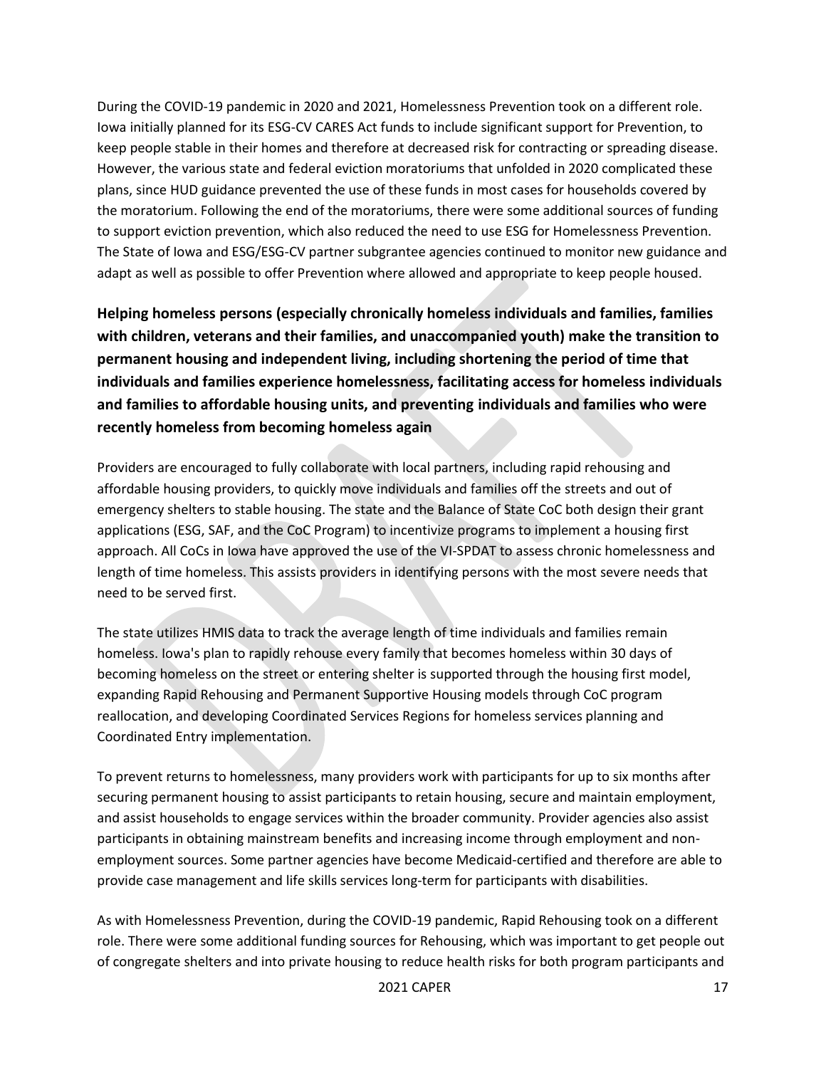During the COVID-19 pandemic in 2020 and 2021, Homelessness Prevention took on a different role. Iowa initially planned for its ESG-CV CARES Act funds to include significant support for Prevention, to keep people stable in their homes and therefore at decreased risk for contracting or spreading disease. However, the various state and federal eviction moratoriums that unfolded in 2020 complicated these plans, since HUD guidance prevented the use of these funds in most cases for households covered by the moratorium. Following the end of the moratoriums, there were some additional sources of funding to support eviction prevention, which also reduced the need to use ESG for Homelessness Prevention. The State of Iowa and ESG/ESG-CV partner subgrantee agencies continued to monitor new guidance and adapt as well as possible to offer Prevention where allowed and appropriate to keep people housed.

**Helping homeless persons (especially chronically homeless individuals and families, families with children, veterans and their families, and unaccompanied youth) make the transition to permanent housing and independent living, including shortening the period of time that individuals and families experience homelessness, facilitating access for homeless individuals and families to affordable housing units, and preventing individuals and families who were recently homeless from becoming homeless again**

Providers are encouraged to fully collaborate with local partners, including rapid rehousing and affordable housing providers, to quickly move individuals and families off the streets and out of emergency shelters to stable housing. The state and the Balance of State CoC both design their grant applications (ESG, SAF, and the CoC Program) to incentivize programs to implement a housing first approach. All CoCs in Iowa have approved the use of the VI-SPDAT to assess chronic homelessness and length of time homeless. This assists providers in identifying persons with the most severe needs that need to be served first.

The state utilizes HMIS data to track the average length of time individuals and families remain homeless. Iowa's plan to rapidly rehouse every family that becomes homeless within 30 days of becoming homeless on the street or entering shelter is supported through the housing first model, expanding Rapid Rehousing and Permanent Supportive Housing models through CoC program reallocation, and developing Coordinated Services Regions for homeless services planning and Coordinated Entry implementation.

To prevent returns to homelessness, many providers work with participants for up to six months after securing permanent housing to assist participants to retain housing, secure and maintain employment, and assist households to engage services within the broader community. Provider agencies also assist participants in obtaining mainstream benefits and increasing income through employment and non-employment sources. Some partner agencies have become Medicaid-certified and therefore are able to provide case management and life skills services long-term for participants with disabilities.

As with Homelessness Prevention, during the COVID-19 pandemic, Rapid Rehousing took on a different role. There were some additional funding sources for Rehousing, which was important to get people out of congregate shelters and into private housing to reduce health risks for both program participants and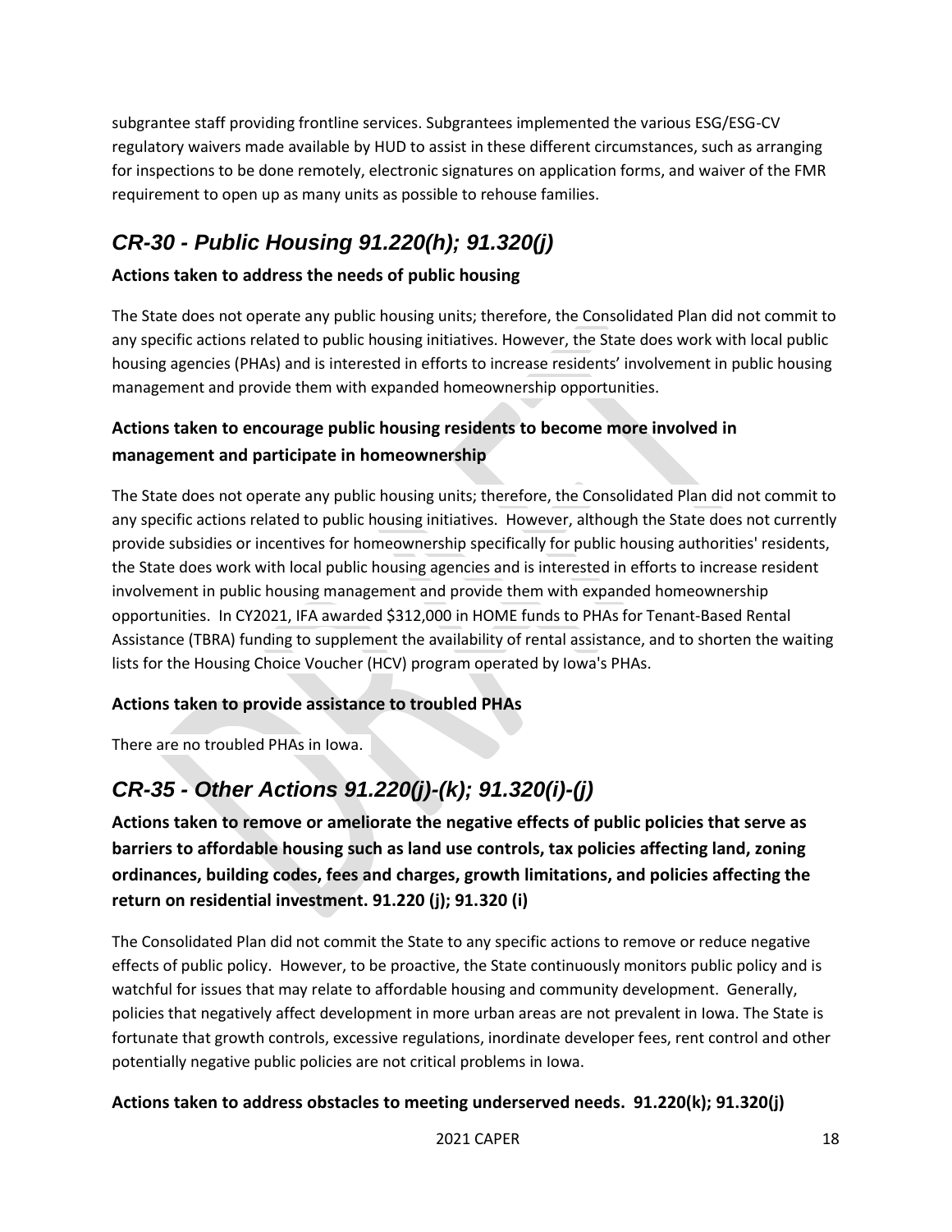subgrantee staff providing frontline services. Subgrantees implemented the various ESG/ESG-CV regulatory waivers made available by HUD to assist in these different circumstances, such as arranging for inspections to be done remotely, electronic signatures on application forms, and waiver of the FMR requirement to open up as many units as possible to rehouse families.

## *CR-30 - Public Housing 91.220(h); 91.320(j)*

### Actions taken to address the needs of public housing

The State does not operate any public housing units; therefore, the Consolidated Plan did not commit to any specific actions related to public housing initiatives. However, the State does work with local public housing agencies (PHAs) and is interested in efforts to increase residents' involvement in public housing management and provide them with expanded homeownership opportunities.

### Actions taken to encourage public housing residents to become more involved in management and participate in homeownership

The State does not operate any public housing units; therefore, the Consolidated Plan did not commit to any specific actions related to public housing initiatives. However, although the State does not currently provide subsidies or incentives for homeownership specifically for public housing authorities' residents, the State does work with local public housing agencies and is interested in efforts to increase resident involvement in public housing management and provide them with expanded homeownership opportunities. In CY2021, IFA awarded $312,000 in HOME funds to PHAs for Tenant-Based Rental Assistance (TBRA) funding to supplement the availability of rental assistance, and to shorten the waiting lists for the Housing Choice Voucher (HCV) program operated by Iowa's PHAs.

### Actions taken to provide assistance to troubled PHAs

There are no troubled PHAs in Iowa.

## *CR-35 - Other Actions 91.220(j)-(k); 91.320(i)-(j)*

### Actions taken to remove or ameliorate the negative effects of public policies that serve as barriers to affordable housing such as land use controls, tax policies affecting land, zoning ordinances, building codes, fees and charges, growth limitations, and policies affecting the return on residential investment. 91.220 (j); 91.320 (i)

The Consolidated Plan did not commit the State to any specific actions to remove or reduce negative effects of public policy. However, to be proactive, the State continuously monitors public policy and is watchful for issues that may relate to affordable housing and community development. Generally, policies that negatively affect development in more urban areas are not prevalent in Iowa. The State is fortunate that growth controls, excessive regulations, inordinate developer fees, rent control and other potentially negative public policies are not critical problems in Iowa.

### Actions taken to address obstacles to meeting underserved needs. 91.220(k); 91.320(j)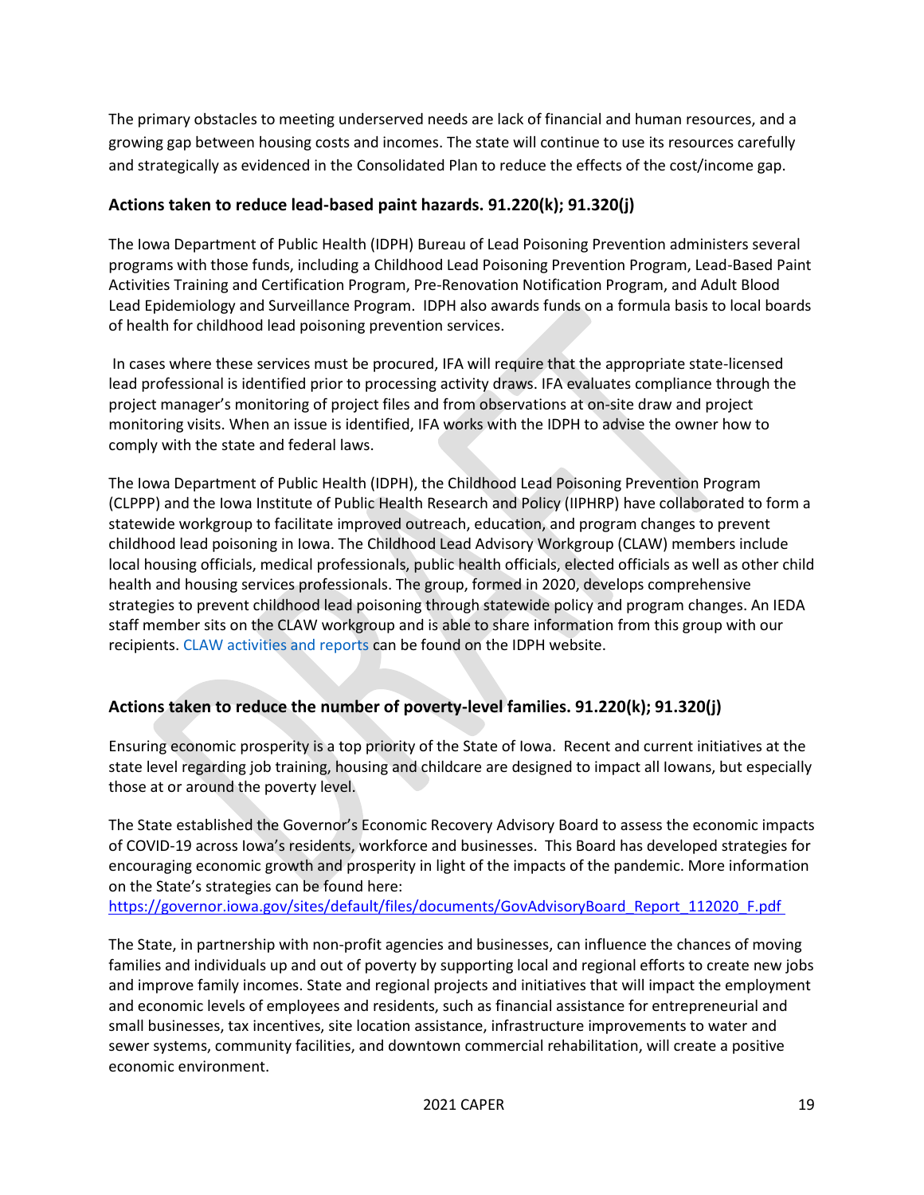The primary obstacles to meeting underserved needs are lack of financial and human resources, and a growing gap between housing costs and incomes. The state will continue to use its resources carefully and strategically as evidenced in the Consolidated Plan to reduce the effects of the cost/income gap.

## Actions taken to reduce lead-based paint hazards. 91.220(k); 91.320(j)

The Iowa Department of Public Health (IDPH) Bureau of Lead Poisoning Prevention administers several programs with those funds, including a Childhood Lead Poisoning Prevention Program, Lead-Based Paint Activities Training and Certification Program, Pre-Renovation Notification Program, and Adult Blood Lead Epidemiology and Surveillance Program. IDPH also awards funds on a formula basis to local boards of health for childhood lead poisoning prevention services.

In cases where these services must be procured, IFA will require that the appropriate state-licensed lead professional is identified prior to processing activity draws. IFA evaluates compliance through the project manager's monitoring of project files and from observations at on-site draw and project monitoring visits. When an issue is identified, IFA works with the IDPH to advise the owner how to comply with the state and federal laws.

The Iowa Department of Public Health (IDPH), the Childhood Lead Poisoning Prevention Program (CLPPP) and the Iowa Institute of Public Health Research and Policy (IIPHRP) have collaborated to form a statewide workgroup to facilitate improved outreach, education, and program changes to prevent childhood lead poisoning in Iowa. The Childhood Lead Advisory Workgroup (CLAW) members include local housing officials, medical professionals, public health officials, elected officials as well as other child health and housing services professionals. The group, formed in 2020, develops comprehensive strategies to prevent childhood lead poisoning through statewide policy and program changes. An IEDA staff member sits on the CLAW workgroup and is able to share information from this group with our recipients. CLAW activities and reports can be found on the IDPH website.

## Actions taken to reduce the number of poverty-level families. 91.220(k); 91.320(j)

Ensuring economic prosperity is a top priority of the State of Iowa. Recent and current initiatives at the state level regarding job training, housing and childcare are designed to impact all Iowans, but especially those at or around the poverty level.

The State established the Governor's Economic Recovery Advisory Board to assess the economic impacts of COVID-19 across Iowa's residents, workforce and businesses. This Board has developed strategies for encouraging economic growth and prosperity in light of the impacts of the pandemic. More information on the State's strategies can be found here:
https://governor.iowa.gov/sites/default/files/documents/GovAdvisoryBoard_Report_112020_F.pdf

The State, in partnership with non-profit agencies and businesses, can influence the chances of moving families and individuals up and out of poverty by supporting local and regional efforts to create new jobs and improve family incomes. State and regional projects and initiatives that will impact the employment and economic levels of employees and residents, such as financial assistance for entrepreneurial and small businesses, tax incentives, site location assistance, infrastructure improvements to water and sewer systems, community facilities, and downtown commercial rehabilitation, will create a positive economic environment.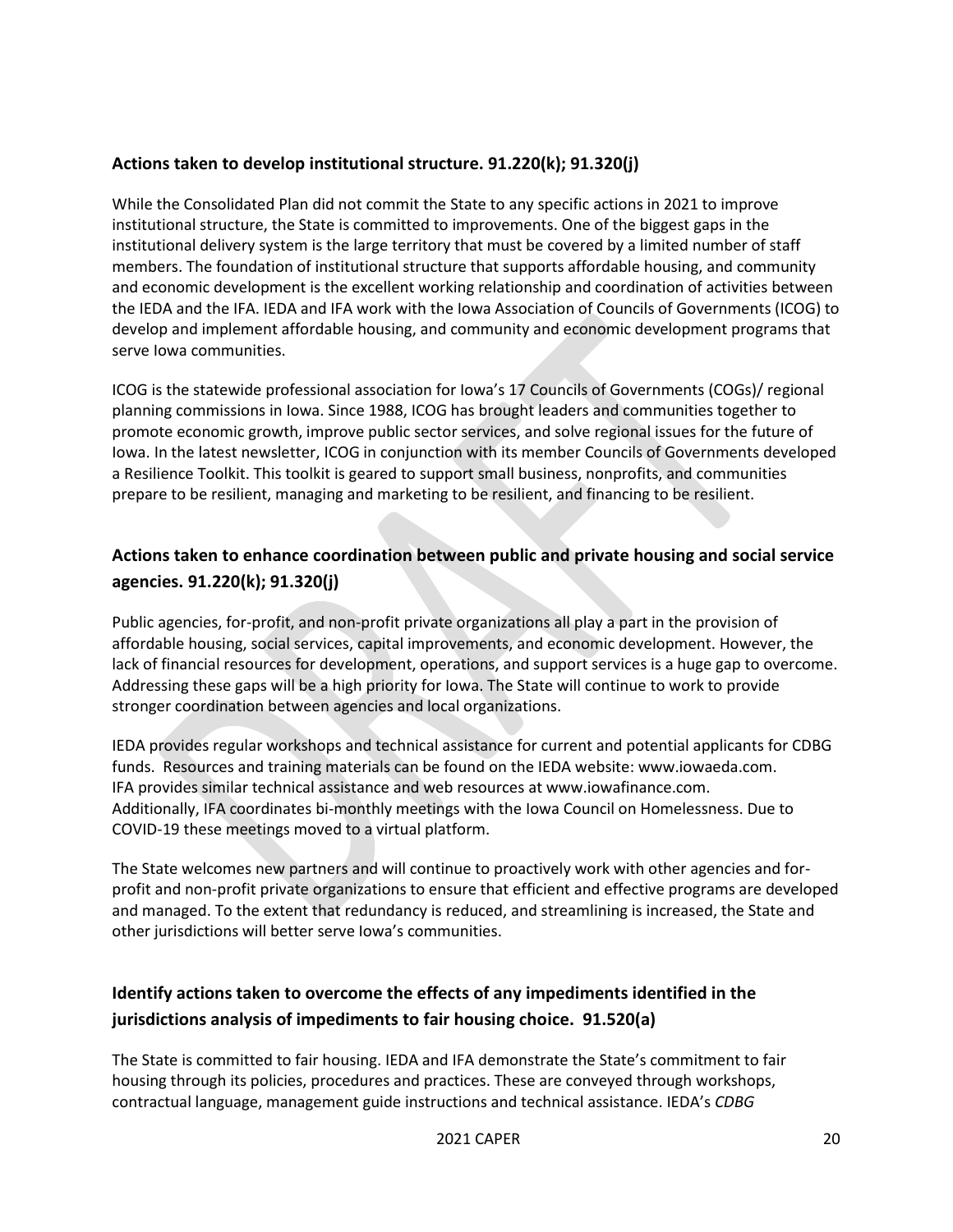### Actions taken to develop institutional structure. 91.220(k); 91.320(j)

While the Consolidated Plan did not commit the State to any specific actions in 2021 to improve institutional structure, the State is committed to improvements. One of the biggest gaps in the institutional delivery system is the large territory that must be covered by a limited number of staff members. The foundation of institutional structure that supports affordable housing, and community and economic development is the excellent working relationship and coordination of activities between the IEDA and the IFA. IEDA and IFA work with the Iowa Association of Councils of Governments (ICOG) to develop and implement affordable housing, and community and economic development programs that serve Iowa communities.

ICOG is the statewide professional association for Iowa's 17 Councils of Governments (COGs)/ regional planning commissions in Iowa. Since 1988, ICOG has brought leaders and communities together to promote economic growth, improve public sector services, and solve regional issues for the future of Iowa. In the latest newsletter, ICOG in conjunction with its member Councils of Governments developed a Resilience Toolkit. This toolkit is geared to support small business, nonprofits, and communities prepare to be resilient, managing and marketing to be resilient, and financing to be resilient.

### Actions taken to enhance coordination between public and private housing and social service agencies. 91.220(k); 91.320(j)

Public agencies, for-profit, and non-profit private organizations all play a part in the provision of affordable housing, social services, capital improvements, and economic development. However, the lack of financial resources for development, operations, and support services is a huge gap to overcome. Addressing these gaps will be a high priority for Iowa. The State will continue to work to provide stronger coordination between agencies and local organizations.

IEDA provides regular workshops and technical assistance for current and potential applicants for CDBG funds. Resources and training materials can be found on the IEDA website: www.iowaeda.com. IFA provides similar technical assistance and web resources at www.iowafinance.com. Additionally, IFA coordinates bi-monthly meetings with the Iowa Council on Homelessness. Due to COVID-19 these meetings moved to a virtual platform.

The State welcomes new partners and will continue to proactively work with other agencies and for-profit and non-profit private organizations to ensure that efficient and effective programs are developed and managed. To the extent that redundancy is reduced, and streamlining is increased, the State and other jurisdictions will better serve Iowa's communities.

### Identify actions taken to overcome the effects of any impediments identified in the jurisdictions analysis of impediments to fair housing choice. 91.520(a)

The State is committed to fair housing. IEDA and IFA demonstrate the State's commitment to fair housing through its policies, procedures and practices. These are conveyed through workshops, contractual language, management guide instructions and technical assistance. IEDA's *CDBG*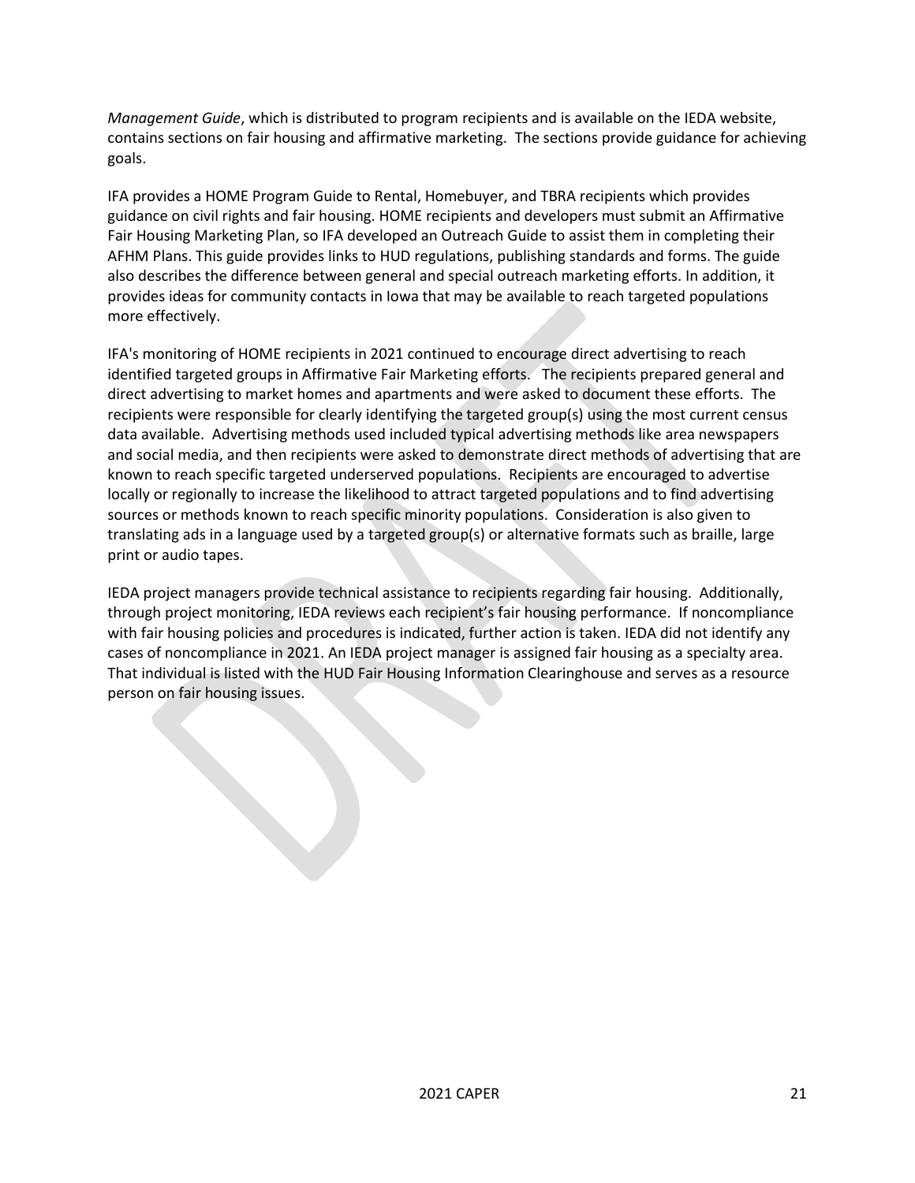*Management Guide*, which is distributed to program recipients and is available on the IEDA website, contains sections on fair housing and affirmative marketing. The sections provide guidance for achieving goals.

IFA provides a HOME Program Guide to Rental, Homebuyer, and TBRA recipients which provides guidance on civil rights and fair housing. HOME recipients and developers must submit an Affirmative Fair Housing Marketing Plan, so IFA developed an Outreach Guide to assist them in completing their AFHM Plans. This guide provides links to HUD regulations, publishing standards and forms. The guide also describes the difference between general and special outreach marketing efforts. In addition, it provides ideas for community contacts in Iowa that may be available to reach targeted populations more effectively.

IFA's monitoring of HOME recipients in 2021 continued to encourage direct advertising to reach identified targeted groups in Affirmative Fair Marketing efforts. The recipients prepared general and direct advertising to market homes and apartments and were asked to document these efforts. The recipients were responsible for clearly identifying the targeted group(s) using the most current census data available. Advertising methods used included typical advertising methods like area newspapers and social media, and then recipients were asked to demonstrate direct methods of advertising that are known to reach specific targeted underserved populations. Recipients are encouraged to advertise locally or regionally to increase the likelihood to attract targeted populations and to find advertising sources or methods known to reach specific minority populations. Consideration is also given to translating ads in a language used by a targeted group(s) or alternative formats such as braille, large print or audio tapes.

IEDA project managers provide technical assistance to recipients regarding fair housing. Additionally, through project monitoring, IEDA reviews each recipient's fair housing performance. If noncompliance with fair housing policies and procedures is indicated, further action is taken. IEDA did not identify any cases of noncompliance in 2021. An IEDA project manager is assigned fair housing as a specialty area. That individual is listed with the HUD Fair Housing Information Clearinghouse and serves as a resource person on fair housing issues.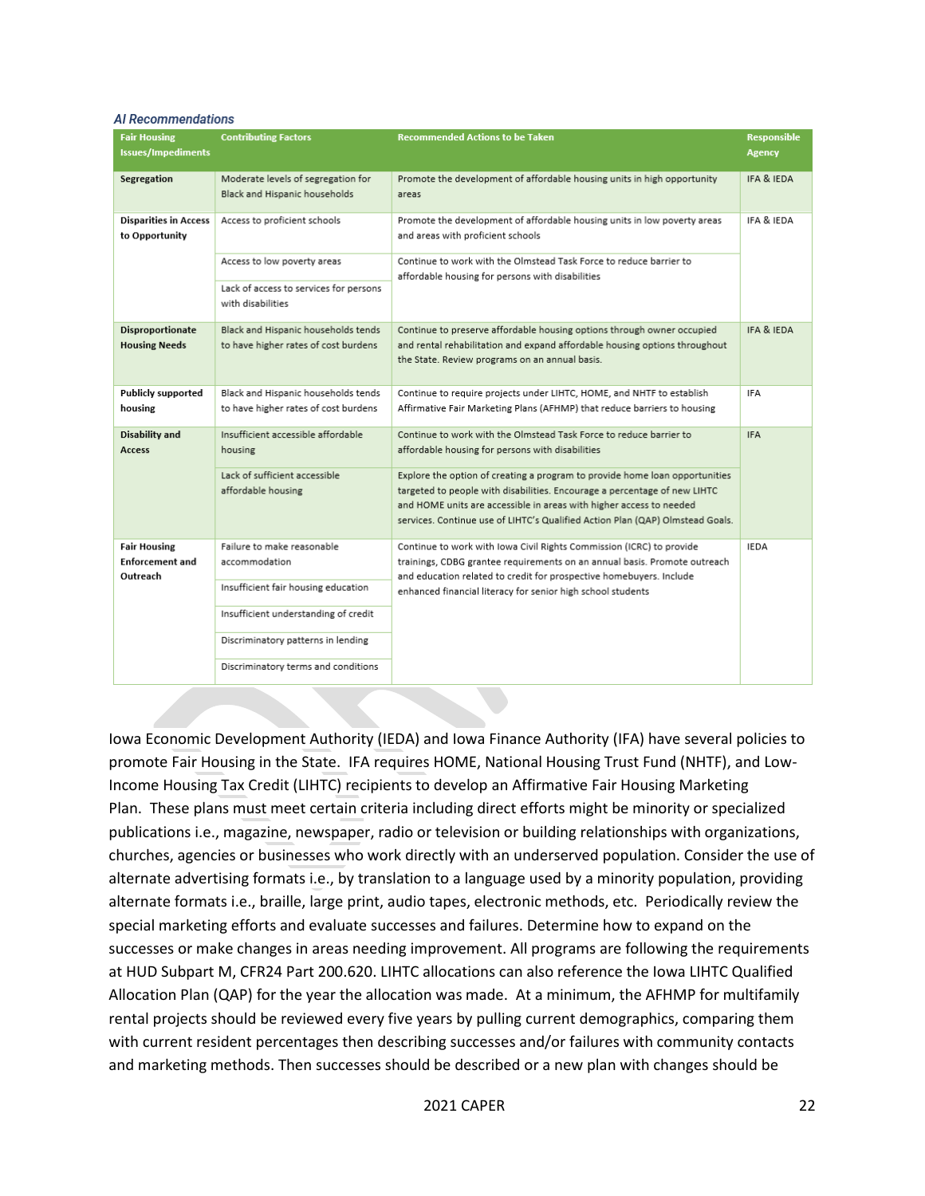### *AI Recommendations*

| Fair Housing Issues/Impediments | Contributing Factors | Recommended Actions to be Taken | Responsible Agency |
|---|---|---|---|
| **Segregation** | Moderate levels of segregation for Black and Hispanic households | Promote the development of affordable housing units in high opportunity areas | IFA & IEDA |
| **Disparities in Access to Opportunity** | Access to proficient schools | Promote the development of affordable housing units in low poverty areas and areas with proficient schools | IFA & IEDA |
| | Access to low poverty areas | Continue to work with the Olmstead Task Force to reduce barrier to affordable housing for persons with disabilities | |
| | Lack of access to services for persons with disabilities | | |
| **Disproportionate Housing Needs** | Black and Hispanic households tends to have higher rates of cost burdens | Continue to preserve affordable housing options through owner occupied and rental rehabilitation and expand affordable housing options throughout the State. Review programs on an annual basis. | IFA & IEDA |
| **Publicly supported housing** | Black and Hispanic households tends to have higher rates of cost burdens | Continue to require projects under LIHTC, HOME, and NHTF to establish Affirmative Fair Marketing Plans (AFHMP) that reduce barriers to housing | IFA |
| **Disability and Access** | Insufficient accessible affordable housing | Continue to work with the Olmstead Task Force to reduce barrier to affordable housing for persons with disabilities | IFA |
| | Lack of sufficient accessible affordable housing | Explore the option of creating a program to provide home loan opportunities targeted to people with disabilities. Encourage a percentage of new LIHTC and HOME units are accessible in areas with higher access to needed services. Continue use of LIHTC's Qualified Action Plan (QAP) Olmstead Goals. | |
| **Fair Housing Enforcement and Outreach** | Failure to make reasonable accommodation | Continue to work with Iowa Civil Rights Commission (ICRC) to provide trainings, CDBG grantee requirements on an annual basis. Promote outreach and education related to credit for prospective homebuyers. Include enhanced financial literacy for senior high school students | IEDA |
| | Insufficient fair housing education | | |
| | Insufficient understanding of credit | | |
| | Discriminatory patterns in lending | | |
| | Discriminatory terms and conditions | | |

Iowa Economic Development Authority (IEDA) and Iowa Finance Authority (IFA) have several policies to promote Fair Housing in the State. IFA requires HOME, National Housing Trust Fund (NHTF), and Low-Income Housing Tax Credit (LIHTC) recipients to develop an Affirmative Fair Housing Marketing Plan. These plans must meet certain criteria including direct efforts might be minority or specialized publications i.e., magazine, newspaper, radio or television or building relationships with organizations, churches, agencies or businesses who work directly with an underserved population. Consider the use of alternate advertising formats i.e., by translation to a language used by a minority population, providing alternate formats i.e., braille, large print, audio tapes, electronic methods, etc. Periodically review the special marketing efforts and evaluate successes and failures. Determine how to expand on the successes or make changes in areas needing improvement. All programs are following the requirements at HUD Subpart M, CFR24 Part 200.620. LIHTC allocations can also reference the Iowa LIHTC Qualified Allocation Plan (QAP) for the year the allocation was made. At a minimum, the AFHMP for multifamily rental projects should be reviewed every five years by pulling current demographics, comparing them with current resident percentages then describing successes and/or failures with community contacts and marketing methods. Then successes should be described or a new plan with changes should be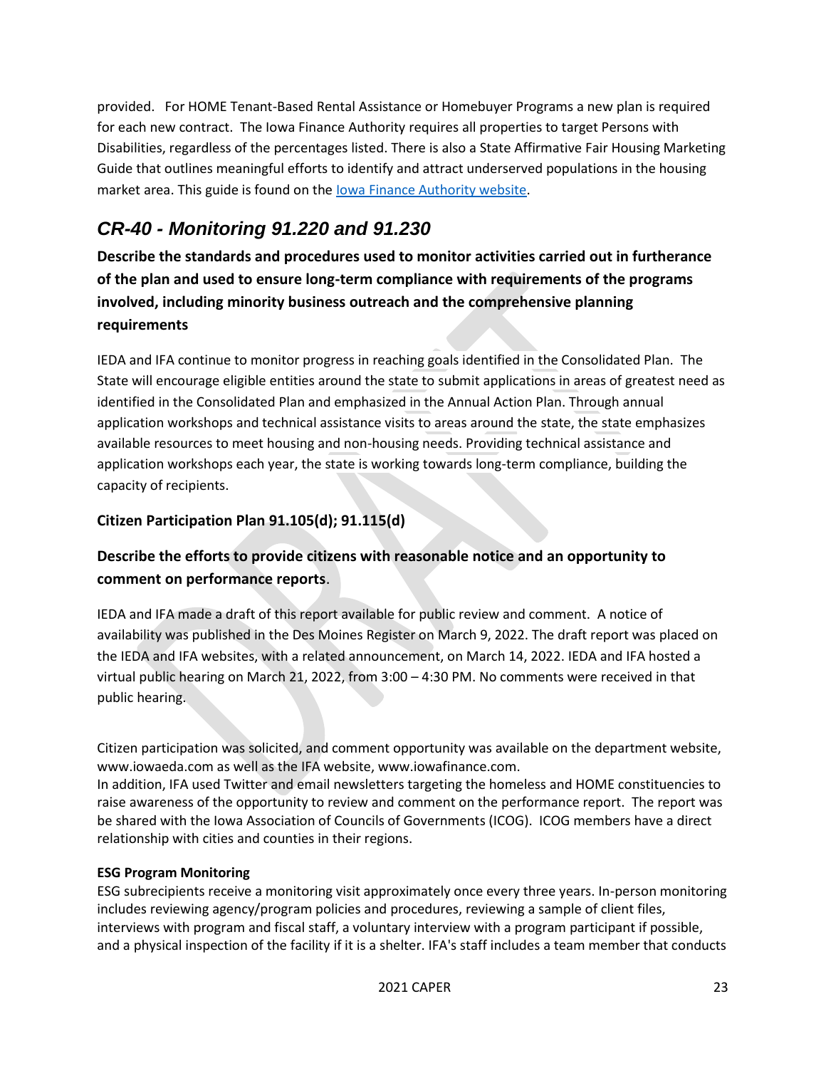provided. For HOME Tenant-Based Rental Assistance or Homebuyer Programs a new plan is required for each new contract. The Iowa Finance Authority requires all properties to target Persons with Disabilities, regardless of the percentages listed. There is also a State Affirmative Fair Housing Marketing Guide that outlines meaningful efforts to identify and attract underserved populations in the housing market area. This guide is found on the [Iowa Finance Authority website](Iowa Finance Authority website).

## *CR-40 - Monitoring 91.220 and 91.230*

**Describe the standards and procedures used to monitor activities carried out in furtherance of the plan and used to ensure long-term compliance with requirements of the programs involved, including minority business outreach and the comprehensive planning requirements**

IEDA and IFA continue to monitor progress in reaching goals identified in the Consolidated Plan. The State will encourage eligible entities around the state to submit applications in areas of greatest need as identified in the Consolidated Plan and emphasized in the Annual Action Plan. Through annual application workshops and technical assistance visits to areas around the state, the state emphasizes available resources to meet housing and non-housing needs. Providing technical assistance and application workshops each year, the state is working towards long-term compliance, building the capacity of recipients.

### Citizen Participation Plan 91.105(d); 91.115(d)

**Describe the efforts to provide citizens with reasonable notice and an opportunity to comment on performance reports.**

IEDA and IFA made a draft of this report available for public review and comment. A notice of availability was published in the Des Moines Register on March 9, 2022. The draft report was placed on the IEDA and IFA websites, with a related announcement, on March 14, 2022. IEDA and IFA hosted a virtual public hearing on March 21, 2022, from 3:00 – 4:30 PM. No comments were received in that public hearing.

Citizen participation was solicited, and comment opportunity was available on the department website, www.iowaeda.com as well as the IFA website, www.iowafinance.com.
In addition, IFA used Twitter and email newsletters targeting the homeless and HOME constituencies to raise awareness of the opportunity to review and comment on the performance report. The report was be shared with the Iowa Association of Councils of Governments (ICOG). ICOG members have a direct relationship with cities and counties in their regions.

**ESG Program Monitoring**
ESG subrecipients receive a monitoring visit approximately once every three years. In-person monitoring includes reviewing agency/program policies and procedures, reviewing a sample of client files, interviews with program and fiscal staff, a voluntary interview with a program participant if possible, and a physical inspection of the facility if it is a shelter. IFA's staff includes a team member that conducts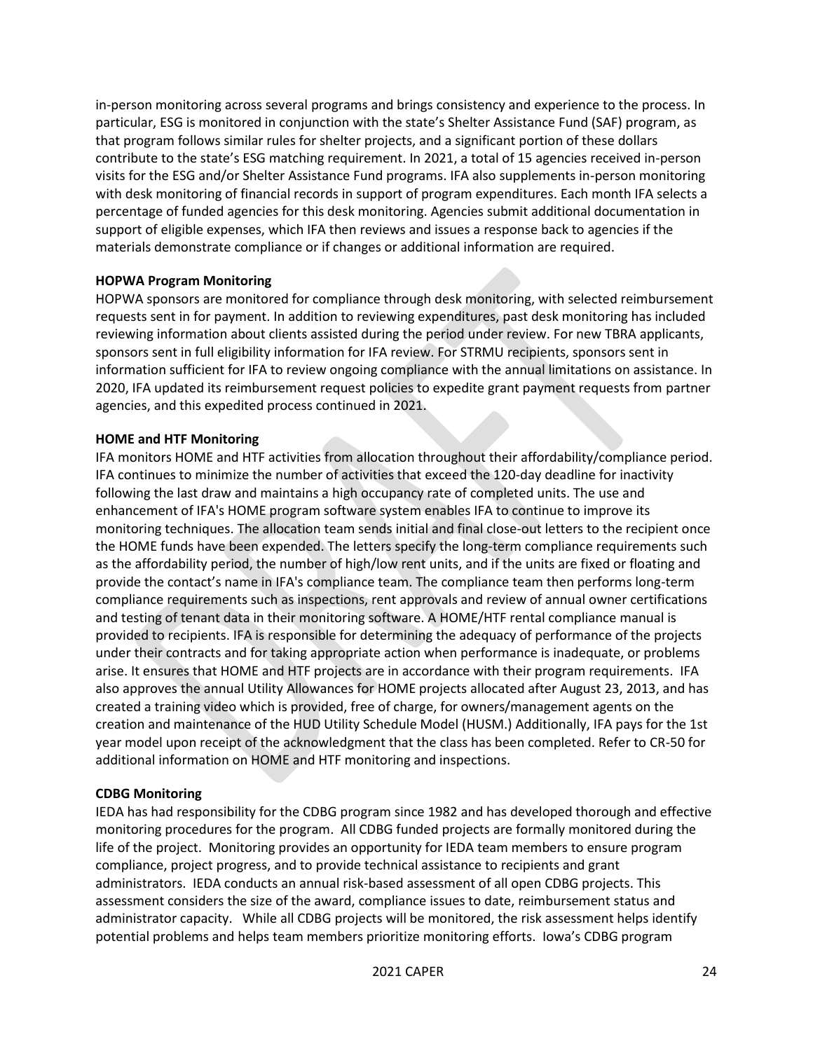in-person monitoring across several programs and brings consistency and experience to the process. In particular, ESG is monitored in conjunction with the state's Shelter Assistance Fund (SAF) program, as that program follows similar rules for shelter projects, and a significant portion of these dollars contribute to the state's ESG matching requirement. In 2021, a total of 15 agencies received in-person visits for the ESG and/or Shelter Assistance Fund programs. IFA also supplements in-person monitoring with desk monitoring of financial records in support of program expenditures. Each month IFA selects a percentage of funded agencies for this desk monitoring. Agencies submit additional documentation in support of eligible expenses, which IFA then reviews and issues a response back to agencies if the materials demonstrate compliance or if changes or additional information are required.

**HOPWA Program Monitoring**

HOPWA sponsors are monitored for compliance through desk monitoring, with selected reimbursement requests sent in for payment. In addition to reviewing expenditures, past desk monitoring has included reviewing information about clients assisted during the period under review. For new TBRA applicants, sponsors sent in full eligibility information for IFA review. For STRMU recipients, sponsors sent in information sufficient for IFA to review ongoing compliance with the annual limitations on assistance. In 2020, IFA updated its reimbursement request policies to expedite grant payment requests from partner agencies, and this expedited process continued in 2021.

**HOME and HTF Monitoring**

IFA monitors HOME and HTF activities from allocation throughout their affordability/compliance period. IFA continues to minimize the number of activities that exceed the 120-day deadline for inactivity following the last draw and maintains a high occupancy rate of completed units. The use and enhancement of IFA's HOME program software system enables IFA to continue to improve its monitoring techniques. The allocation team sends initial and final close-out letters to the recipient once the HOME funds have been expended. The letters specify the long-term compliance requirements such as the affordability period, the number of high/low rent units, and if the units are fixed or floating and provide the contact's name in IFA's compliance team. The compliance team then performs long-term compliance requirements such as inspections, rent approvals and review of annual owner certifications and testing of tenant data in their monitoring software. A HOME/HTF rental compliance manual is provided to recipients. IFA is responsible for determining the adequacy of performance of the projects under their contracts and for taking appropriate action when performance is inadequate, or problems arise. It ensures that HOME and HTF projects are in accordance with their program requirements. IFA also approves the annual Utility Allowances for HOME projects allocated after August 23, 2013, and has created a training video which is provided, free of charge, for owners/management agents on the creation and maintenance of the HUD Utility Schedule Model (HUSM.) Additionally, IFA pays for the 1st year model upon receipt of the acknowledgment that the class has been completed. Refer to CR-50 for additional information on HOME and HTF monitoring and inspections.

**CDBG Monitoring**

IEDA has had responsibility for the CDBG program since 1982 and has developed thorough and effective monitoring procedures for the program. All CDBG funded projects are formally monitored during the life of the project. Monitoring provides an opportunity for IEDA team members to ensure program compliance, project progress, and to provide technical assistance to recipients and grant administrators. IEDA conducts an annual risk-based assessment of all open CDBG projects. This assessment considers the size of the award, compliance issues to date, reimbursement status and administrator capacity. While all CDBG projects will be monitored, the risk assessment helps identify potential problems and helps team members prioritize monitoring efforts. Iowa's CDBG program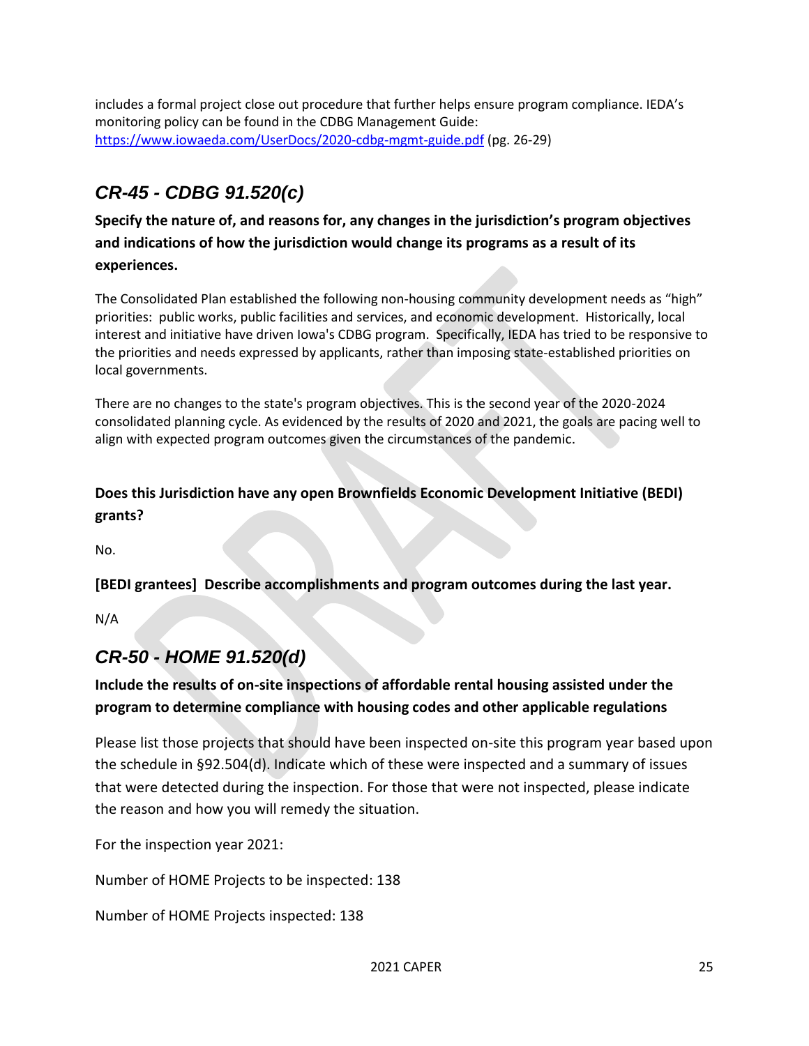includes a formal project close out procedure that further helps ensure program compliance. IEDA's monitoring policy can be found in the CDBG Management Guide: https://www.iowaeda.com/UserDocs/2020-cdbg-mgmt-guide.pdf (pg. 26-29)

## *CR-45 - CDBG 91.520(c)*

**Specify the nature of, and reasons for, any changes in the jurisdiction's program objectives and indications of how the jurisdiction would change its programs as a result of its experiences.**

The Consolidated Plan established the following non-housing community development needs as "high" priorities: public works, public facilities and services, and economic development. Historically, local interest and initiative have driven Iowa's CDBG program. Specifically, IEDA has tried to be responsive to the priorities and needs expressed by applicants, rather than imposing state-established priorities on local governments.

There are no changes to the state's program objectives. This is the second year of the 2020-2024 consolidated planning cycle. As evidenced by the results of 2020 and 2021, the goals are pacing well to align with expected program outcomes given the circumstances of the pandemic.

**Does this Jurisdiction have any open Brownfields Economic Development Initiative (BEDI) grants?**

No.

**[BEDI grantees] Describe accomplishments and program outcomes during the last year.**

N/A

## *CR-50 - HOME 91.520(d)*

**Include the results of on-site inspections of affordable rental housing assisted under the program to determine compliance with housing codes and other applicable regulations**

Please list those projects that should have been inspected on-site this program year based upon the schedule in §92.504(d). Indicate which of these were inspected and a summary of issues that were detected during the inspection. For those that were not inspected, please indicate the reason and how you will remedy the situation.

For the inspection year 2021:

Number of HOME Projects to be inspected: 138

Number of HOME Projects inspected: 138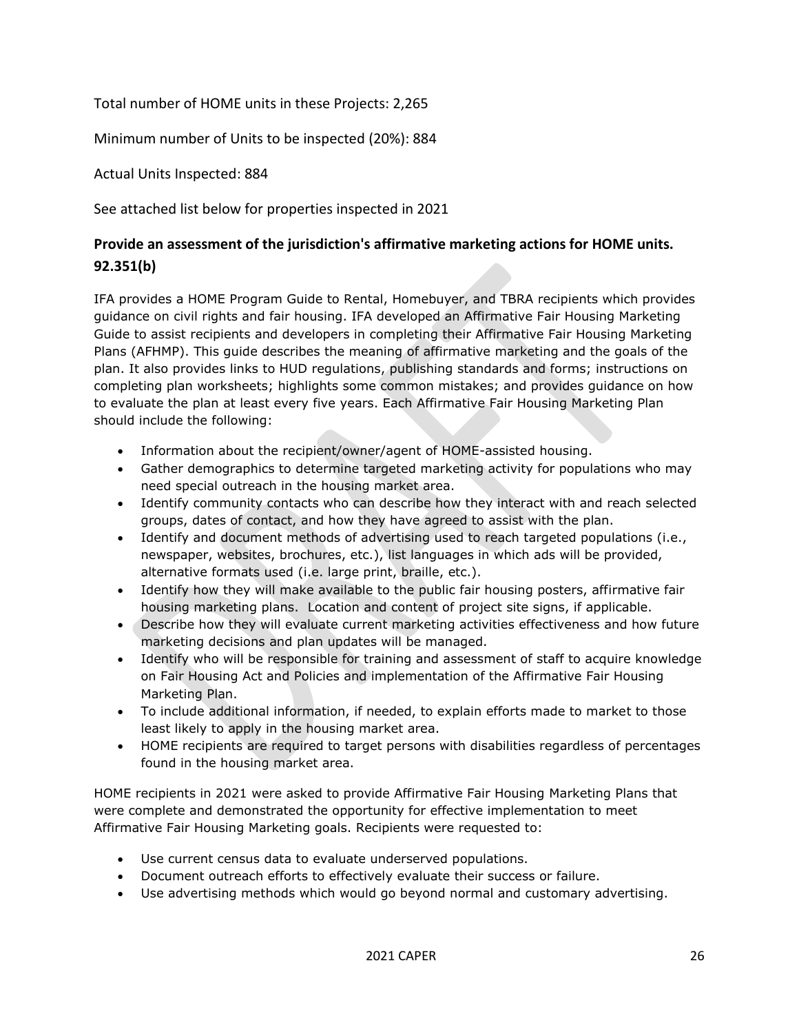Total number of HOME units in these Projects: 2,265

Minimum number of Units to be inspected (20%): 884

Actual Units Inspected: 884

See attached list below for properties inspected in 2021

## Provide an assessment of the jurisdiction's affirmative marketing actions for HOME units. 92.351(b)

IFA provides a HOME Program Guide to Rental, Homebuyer, and TBRA recipients which provides guidance on civil rights and fair housing. IFA developed an Affirmative Fair Housing Marketing Guide to assist recipients and developers in completing their Affirmative Fair Housing Marketing Plans (AFHMP). This guide describes the meaning of affirmative marketing and the goals of the plan. It also provides links to HUD regulations, publishing standards and forms; instructions on completing plan worksheets; highlights some common mistakes; and provides guidance on how to evaluate the plan at least every five years. Each Affirmative Fair Housing Marketing Plan should include the following:

- Information about the recipient/owner/agent of HOME-assisted housing.
- Gather demographics to determine targeted marketing activity for populations who may need special outreach in the housing market area.
- Identify community contacts who can describe how they interact with and reach selected groups, dates of contact, and how they have agreed to assist with the plan.
- Identify and document methods of advertising used to reach targeted populations (i.e., newspaper, websites, brochures, etc.), list languages in which ads will be provided, alternative formats used (i.e. large print, braille, etc.).
- Identify how they will make available to the public fair housing posters, affirmative fair housing marketing plans. Location and content of project site signs, if applicable.
- Describe how they will evaluate current marketing activities effectiveness and how future marketing decisions and plan updates will be managed.
- Identify who will be responsible for training and assessment of staff to acquire knowledge on Fair Housing Act and Policies and implementation of the Affirmative Fair Housing Marketing Plan.
- To include additional information, if needed, to explain efforts made to market to those least likely to apply in the housing market area.
- HOME recipients are required to target persons with disabilities regardless of percentages found in the housing market area.

HOME recipients in 2021 were asked to provide Affirmative Fair Housing Marketing Plans that were complete and demonstrated the opportunity for effective implementation to meet Affirmative Fair Housing Marketing goals. Recipients were requested to:

- Use current census data to evaluate underserved populations.
- Document outreach efforts to effectively evaluate their success or failure.
- Use advertising methods which would go beyond normal and customary advertising.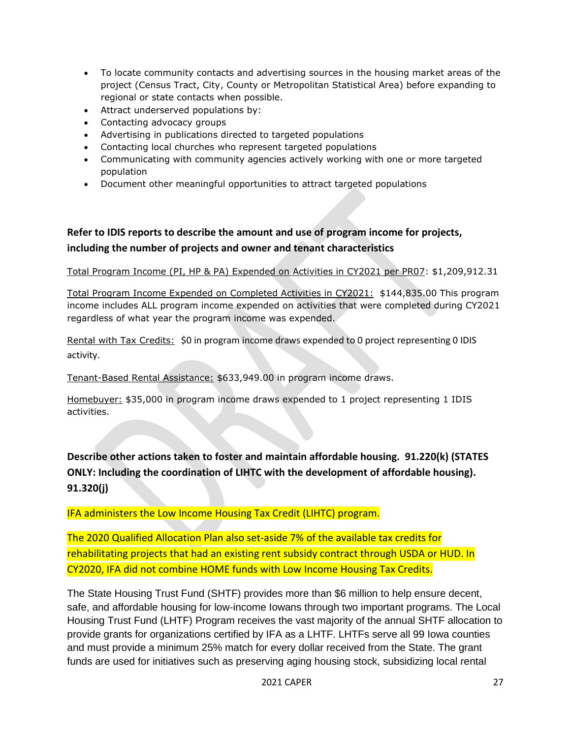- To locate community contacts and advertising sources in the housing market areas of the project (Census Tract, City, County or Metropolitan Statistical Area) before expanding to regional or state contacts when possible.
- Attract underserved populations by:
- Contacting advocacy groups
- Advertising in publications directed to targeted populations
- Contacting local churches who represent targeted populations
- Communicating with community agencies actively working with one or more targeted population
- Document other meaningful opportunities to attract targeted populations

**Refer to IDIS reports to describe the amount and use of program income for projects, including the number of projects and owner and tenant characteristics**

Total Program Income (PI, HP & PA) Expended on Activities in CY2021 per PR07: $1,209,912.31

Total Program Income Expended on Completed Activities in CY2021: $144,835.00 This program income includes ALL program income expended on activities that were completed during CY2021 regardless of what year the program income was expended.

Rental with Tax Credits: $0 in program income draws expended to 0 project representing 0 IDIS activity.

Tenant-Based Rental Assistance: $633,949.00 in program income draws.

Homebuyer: $35,000 in program income draws expended to 1 project representing 1 IDIS activities.

**Describe other actions taken to foster and maintain affordable housing. 91.220(k) (STATES ONLY: Including the coordination of LIHTC with the development of affordable housing). 91.320(j)**

IFA administers the Low Income Housing Tax Credit (LIHTC) program.

The 2020 Qualified Allocation Plan also set-aside 7% of the available tax credits for rehabilitating projects that had an existing rent subsidy contract through USDA or HUD. In CY2020, IFA did not combine HOME funds with Low Income Housing Tax Credits.

The State Housing Trust Fund (SHTF) provides more than $6 million to help ensure decent, safe, and affordable housing for low-income Iowans through two important programs. The Local Housing Trust Fund (LHTF) Program receives the vast majority of the annual SHTF allocation to provide grants for organizations certified by IFA as a LHTF. LHTFs serve all 99 Iowa counties and must provide a minimum 25% match for every dollar received from the State. The grant funds are used for initiatives such as preserving aging housing stock, subsidizing local rental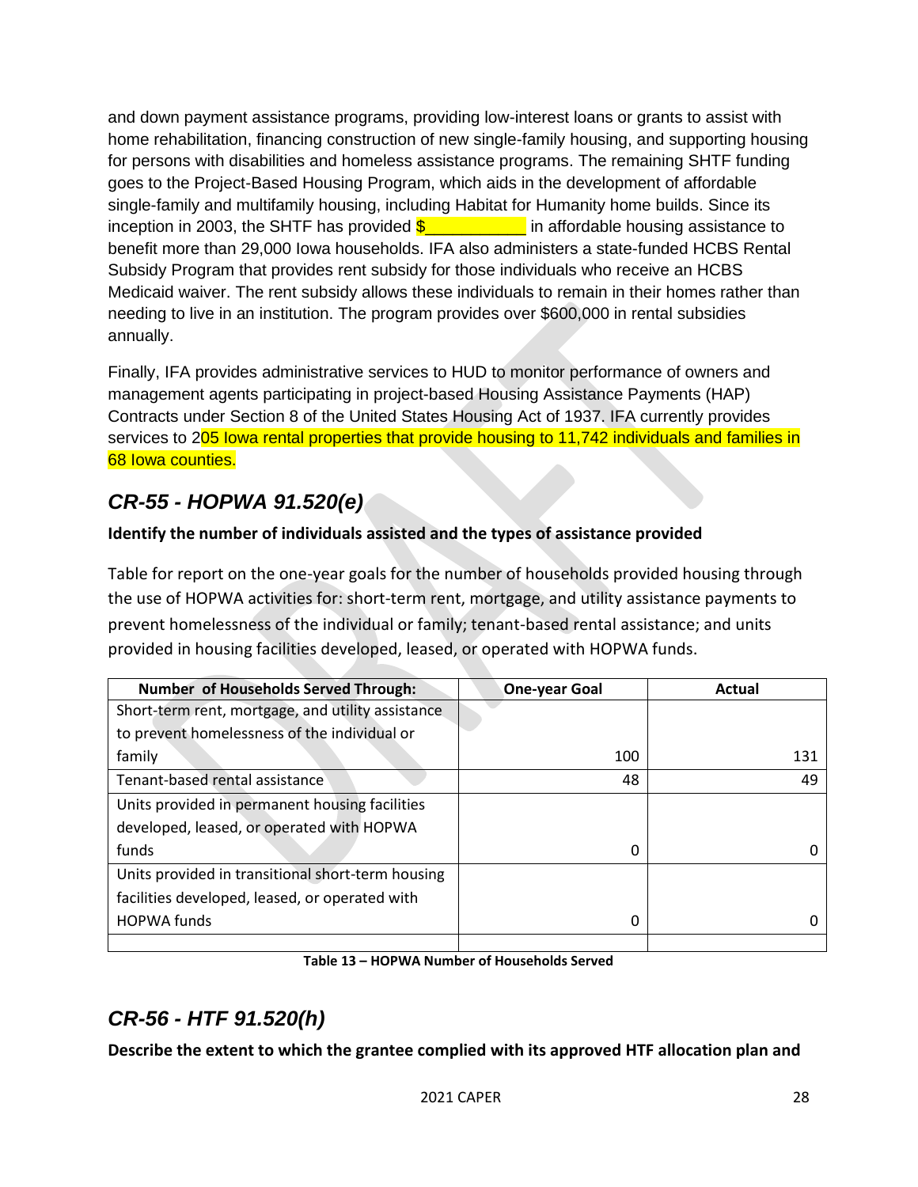and down payment assistance programs, providing low-interest loans or grants to assist with home rehabilitation, financing construction of new single-family housing, and supporting housing for persons with disabilities and homeless assistance programs. The remaining SHTF funding goes to the Project-Based Housing Program, which aids in the development of affordable single-family and multifamily housing, including Habitat for Humanity home builds. Since its inception in 2003, the SHTF has provided $__________ in affordable housing assistance to benefit more than 29,000 Iowa households. IFA also administers a state-funded HCBS Rental Subsidy Program that provides rent subsidy for those individuals who receive an HCBS Medicaid waiver. The rent subsidy allows these individuals to remain in their homes rather than needing to live in an institution. The program provides over $600,000 in rental subsidies annually.

Finally, IFA provides administrative services to HUD to monitor performance of owners and management agents participating in project-based Housing Assistance Payments (HAP) Contracts under Section 8 of the United States Housing Act of 1937. IFA currently provides services to 205 Iowa rental properties that provide housing to 11,742 individuals and families in 68 Iowa counties.

## *CR-55 - HOPWA 91.520(e)*

**Identify the number of individuals assisted and the types of assistance provided**

Table for report on the one-year goals for the number of households provided housing through the use of HOPWA activities for: short-term rent, mortgage, and utility assistance payments to prevent homelessness of the individual or family; tenant-based rental assistance; and units provided in housing facilities developed, leased, or operated with HOPWA funds.

| Number of Households Served Through: | One-year Goal | Actual |
|---|---|---|
| Short-term rent, mortgage, and utility assistance to prevent homelessness of the individual or family | 100 | 131 |
| Tenant-based rental assistance | 48 | 49 |
| Units provided in permanent housing facilities developed, leased, or operated with HOPWA funds | 0 | 0 |
| Units provided in transitional short-term housing facilities developed, leased, or operated with HOPWA funds | 0 | 0 |
| | | |

**Table 13 – HOPWA Number of Households Served**

## *CR-56 - HTF 91.520(h)*

**Describe the extent to which the grantee complied with its approved HTF allocation plan and**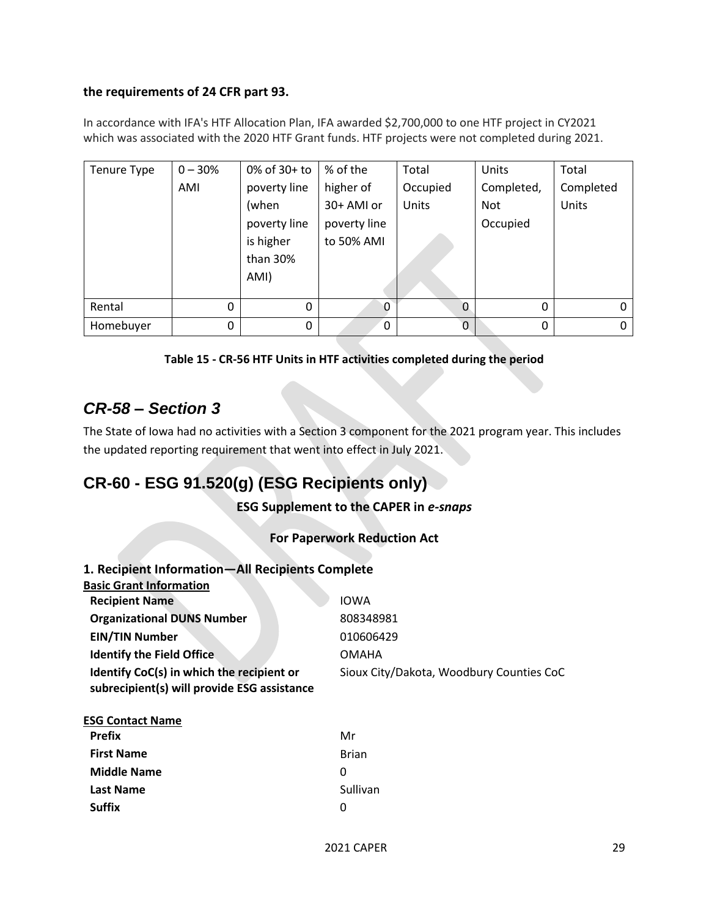**the requirements of 24 CFR part 93.**

In accordance with IFA's HTF Allocation Plan, IFA awarded $2,700,000 to one HTF project in CY2021 which was associated with the 2020 HTF Grant funds. HTF projects were not completed during 2021.

| Tenure Type | 0 – 30% AMI | 0% of 30+ to poverty line (when poverty line is higher than 30% AMI) | % of the higher of 30+ AMI or poverty line to 50% AMI | Total Occupied Units | Units Completed, Not Occupied | Total Completed Units |
|---|---|---|---|---|---|---|
| Rental | 0 | 0 | 0 | 0 | 0 | 0 |
| Homebuyer | 0 | 0 | 0 | 0 | 0 | 0 |

**Table 15 - CR-56 HTF Units in HTF activities completed during the period**

## *CR-58 – Section 3*

The State of Iowa had no activities with a Section 3 component for the 2021 program year. This includes the updated reporting requirement that went into effect in July 2021.

## CR-60 - ESG 91.520(g) (ESG Recipients only)

**ESG Supplement to the CAPER in *e-snaps***

**For Paperwork Reduction Act**

### 1. Recipient Information—All Recipients Complete

**Basic Grant Information**

| | |
|---|---|
| **Recipient Name** | IOWA |
| **Organizational DUNS Number** | 808348981 |
| **EIN/TIN Number** | 010606429 |
| **Identify the Field Office** | OMAHA |
| **Identify CoC(s) in which the recipient or subrecipient(s) will provide ESG assistance** | Sioux City/Dakota, Woodbury Counties CoC |

**ESG Contact Name**

| | |
|---|---|
| **Prefix** | Mr |
| **First Name** | Brian |
| **Middle Name** | 0 |
| **Last Name** | Sullivan |
| **Suffix** | 0 |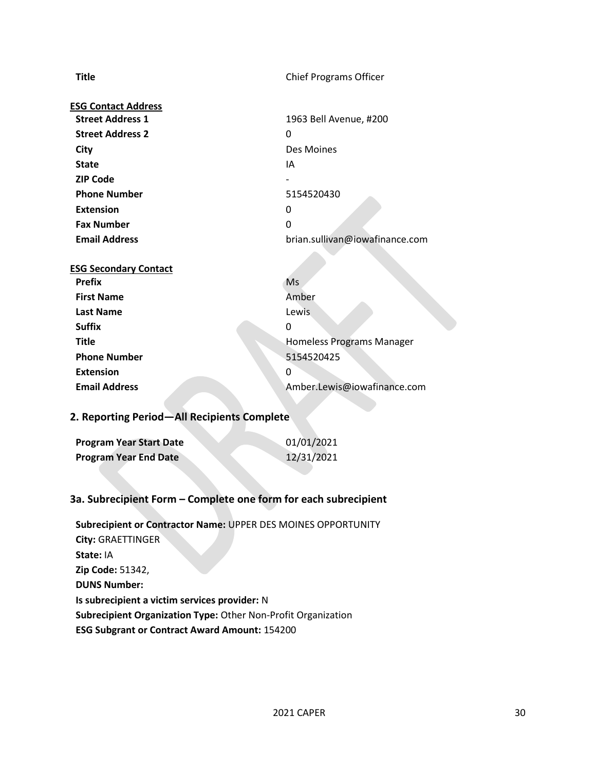| | |
|---|---|
| **Title** | Chief Programs Officer |

**ESG Contact Address**

| | |
|---|---|
| **Street Address 1** | 1963 Bell Avenue, #200 |
| **Street Address 2** | 0 |
| **City** | Des Moines |
| **State** | IA |
| **ZIP Code** | - |
| **Phone Number** | 5154520430 |
| **Extension** | 0 |
| **Fax Number** | 0 |
| **Email Address** | brian.sullivan@iowafinance.com |

**ESG Secondary Contact**

| | |
|---|---|
| **Prefix** | Ms |
| **First Name** | Amber |
| **Last Name** | Lewis |
| **Suffix** | 0 |
| **Title** | Homeless Programs Manager |
| **Phone Number** | 5154520425 |
| **Extension** | 0 |
| **Email Address** | Amber.Lewis@iowafinance.com |

## 2. Reporting Period—All Recipients Complete

| | |
|---|---|
| **Program Year Start Date** | 01/01/2021 |
| **Program Year End Date** | 12/31/2021 |

## 3a. Subrecipient Form – Complete one form for each subrecipient

**Subrecipient or Contractor Name:** UPPER DES MOINES OPPORTUNITY
**City:** GRAETTINGER
**State:** IA
**Zip Code:** 51342,
**DUNS Number:**
**Is subrecipient a victim services provider:** N
**Subrecipient Organization Type:** Other Non-Profit Organization
**ESG Subgrant or Contract Award Amount:** 154200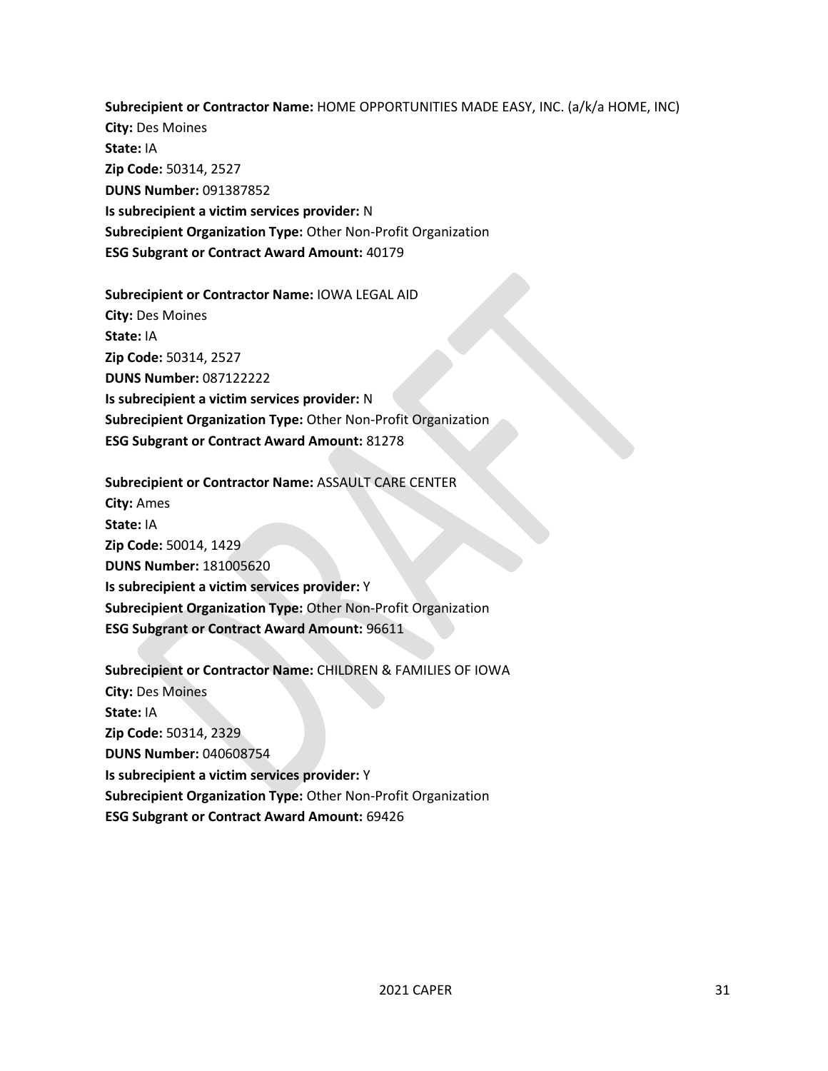**Subrecipient or Contractor Name:** HOME OPPORTUNITIES MADE EASY, INC. (a/k/a HOME, INC)
**City:** Des Moines
**State:** IA
**Zip Code:** 50314, 2527
**DUNS Number:** 091387852
**Is subrecipient a victim services provider:** N
**Subrecipient Organization Type:** Other Non-Profit Organization
**ESG Subgrant or Contract Award Amount:** 40179

**Subrecipient or Contractor Name:** IOWA LEGAL AID
**City:** Des Moines
**State:** IA
**Zip Code:** 50314, 2527
**DUNS Number:** 087122222
**Is subrecipient a victim services provider:** N
**Subrecipient Organization Type:** Other Non-Profit Organization
**ESG Subgrant or Contract Award Amount:** 81278

**Subrecipient or Contractor Name:** ASSAULT CARE CENTER
**City:** Ames
**State:** IA
**Zip Code:** 50014, 1429
**DUNS Number:** 181005620
**Is subrecipient a victim services provider:** Y
**Subrecipient Organization Type:** Other Non-Profit Organization
**ESG Subgrant or Contract Award Amount:** 96611

**Subrecipient or Contractor Name:** CHILDREN & FAMILIES OF IOWA
**City:** Des Moines
**State:** IA
**Zip Code:** 50314, 2329
**DUNS Number:** 040608754
**Is subrecipient a victim services provider:** Y
**Subrecipient Organization Type:** Other Non-Profit Organization
**ESG Subgrant or Contract Award Amount:** 69426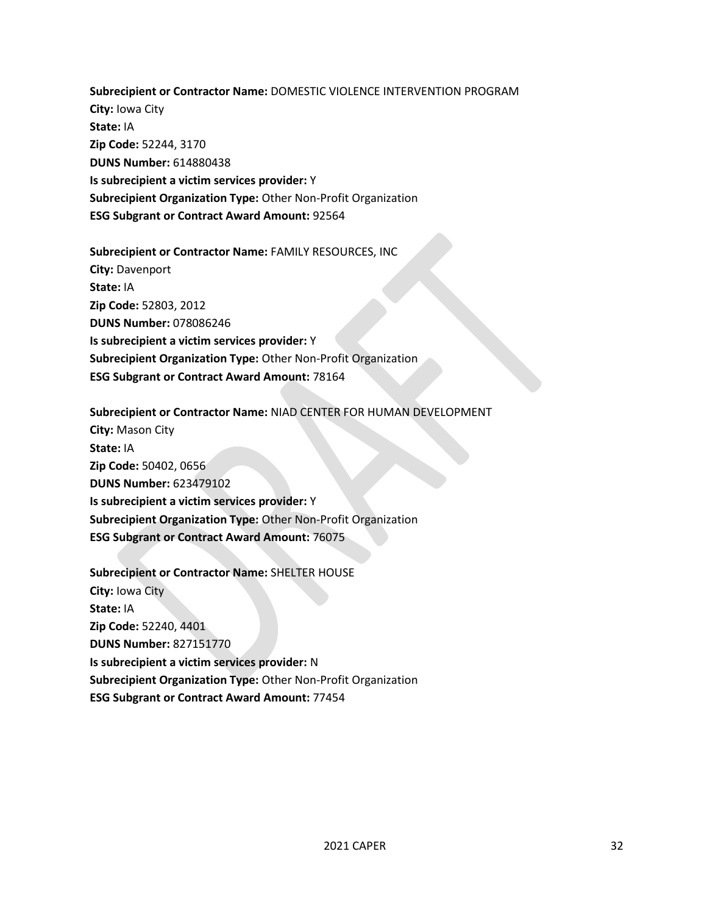**Subrecipient or Contractor Name:** DOMESTIC VIOLENCE INTERVENTION PROGRAM
**City:** Iowa City
**State:** IA
**Zip Code:** 52244, 3170
**DUNS Number:** 614880438
**Is subrecipient a victim services provider:** Y
**Subrecipient Organization Type:** Other Non-Profit Organization
**ESG Subgrant or Contract Award Amount:** 92564

**Subrecipient or Contractor Name:** FAMILY RESOURCES, INC
**City:** Davenport
**State:** IA
**Zip Code:** 52803, 2012
**DUNS Number:** 078086246
**Is subrecipient a victim services provider:** Y
**Subrecipient Organization Type:** Other Non-Profit Organization
**ESG Subgrant or Contract Award Amount:** 78164

**Subrecipient or Contractor Name:** NIAD CENTER FOR HUMAN DEVELOPMENT
**City:** Mason City
**State:** IA
**Zip Code:** 50402, 0656
**DUNS Number:** 623479102
**Is subrecipient a victim services provider:** Y
**Subrecipient Organization Type:** Other Non-Profit Organization
**ESG Subgrant or Contract Award Amount:** 76075

**Subrecipient or Contractor Name:** SHELTER HOUSE
**City:** Iowa City
**State:** IA
**Zip Code:** 52240, 4401
**DUNS Number:** 827151770
**Is subrecipient a victim services provider:** N
**Subrecipient Organization Type:** Other Non-Profit Organization
**ESG Subgrant or Contract Award Amount:** 77454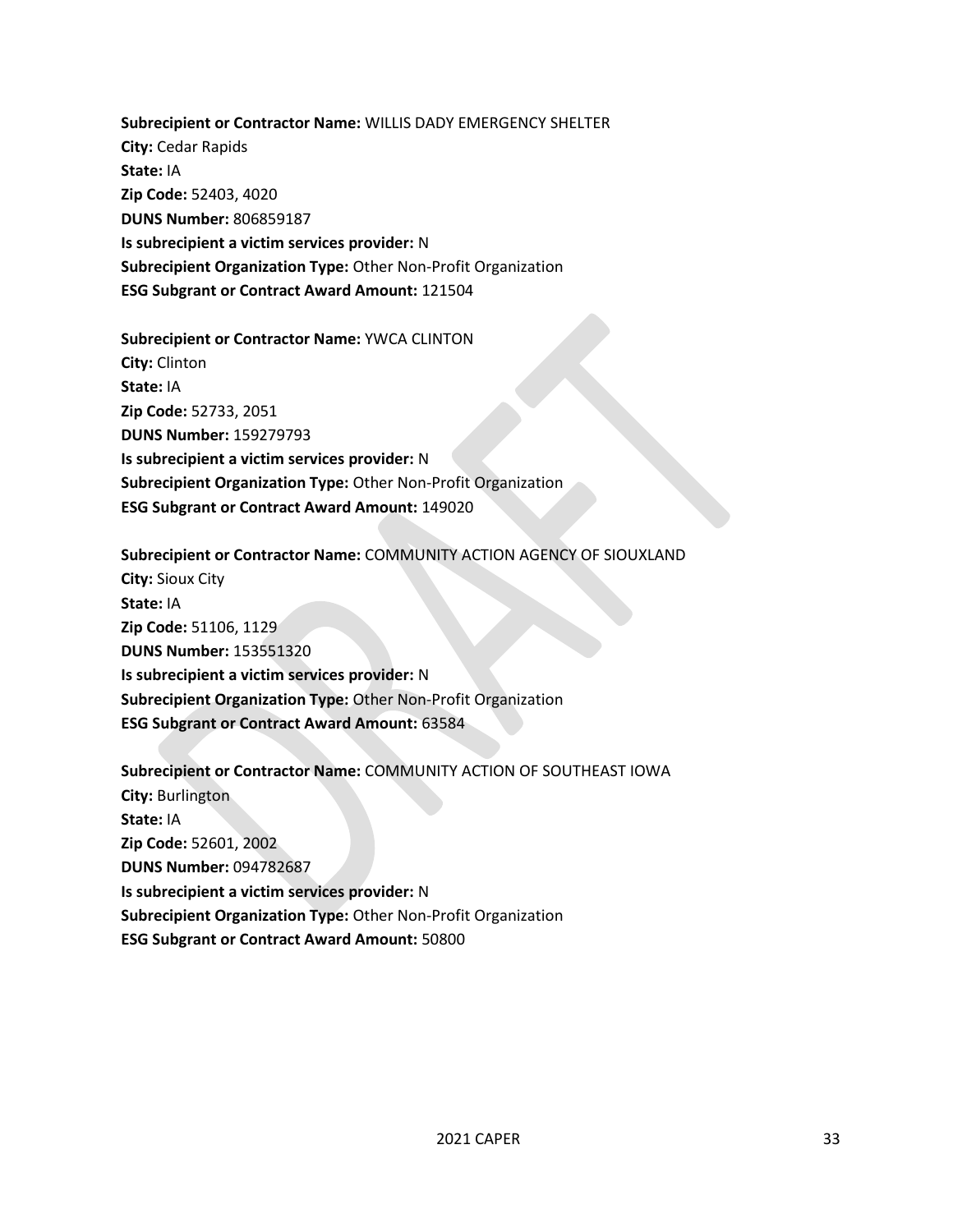**Subrecipient or Contractor Name:** WILLIS DADY EMERGENCY SHELTER
**City:** Cedar Rapids
**State:** IA
**Zip Code:** 52403, 4020
**DUNS Number:** 806859187
**Is subrecipient a victim services provider:** N
**Subrecipient Organization Type:** Other Non-Profit Organization
**ESG Subgrant or Contract Award Amount:** 121504

**Subrecipient or Contractor Name:** YWCA CLINTON
**City:** Clinton
**State:** IA
**Zip Code:** 52733, 2051
**DUNS Number:** 159279793
**Is subrecipient a victim services provider:** N
**Subrecipient Organization Type:** Other Non-Profit Organization
**ESG Subgrant or Contract Award Amount:** 149020

**Subrecipient or Contractor Name:** COMMUNITY ACTION AGENCY OF SIOUXLAND
**City:** Sioux City
**State:** IA
**Zip Code:** 51106, 1129
**DUNS Number:** 153551320
**Is subrecipient a victim services provider:** N
**Subrecipient Organization Type:** Other Non-Profit Organization
**ESG Subgrant or Contract Award Amount:** 63584

**Subrecipient or Contractor Name:** COMMUNITY ACTION OF SOUTHEAST IOWA
**City:** Burlington
**State:** IA
**Zip Code:** 52601, 2002
**DUNS Number:** 094782687
**Is subrecipient a victim services provider:** N
**Subrecipient Organization Type:** Other Non-Profit Organization
**ESG Subgrant or Contract Award Amount:** 50800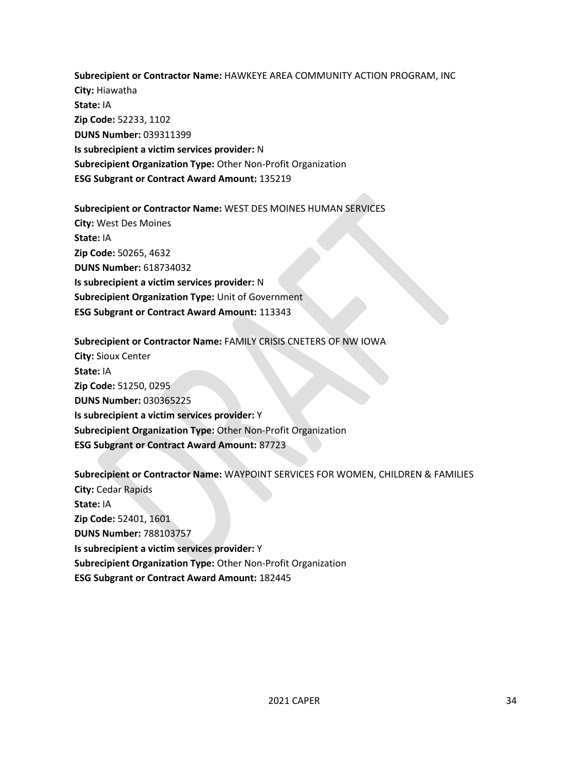**Subrecipient or Contractor Name:** HAWKEYE AREA COMMUNITY ACTION PROGRAM, INC
**City:** Hiawatha
**State:** IA
**Zip Code:** 52233, 1102
**DUNS Number:** 039311399
**Is subrecipient a victim services provider:** N
**Subrecipient Organization Type:** Other Non-Profit Organization
**ESG Subgrant or Contract Award Amount:** 135219

**Subrecipient or Contractor Name:** WEST DES MOINES HUMAN SERVICES
**City:** West Des Moines
**State:** IA
**Zip Code:** 50265, 4632
**DUNS Number:** 618734032
**Is subrecipient a victim services provider:** N
**Subrecipient Organization Type:** Unit of Government
**ESG Subgrant or Contract Award Amount:** 113343

**Subrecipient or Contractor Name:** FAMILY CRISIS CNETERS OF NW IOWA
**City:** Sioux Center
**State:** IA
**Zip Code:** 51250, 0295
**DUNS Number:** 030365225
**Is subrecipient a victim services provider:** Y
**Subrecipient Organization Type:** Other Non-Profit Organization
**ESG Subgrant or Contract Award Amount:** 87723

**Subrecipient or Contractor Name:** WAYPOINT SERVICES FOR WOMEN, CHILDREN & FAMILIES
**City:** Cedar Rapids
**State:** IA
**Zip Code:** 52401, 1601
**DUNS Number:** 788103757
**Is subrecipient a victim services provider:** Y
**Subrecipient Organization Type:** Other Non-Profit Organization
**ESG Subgrant or Contract Award Amount:** 182445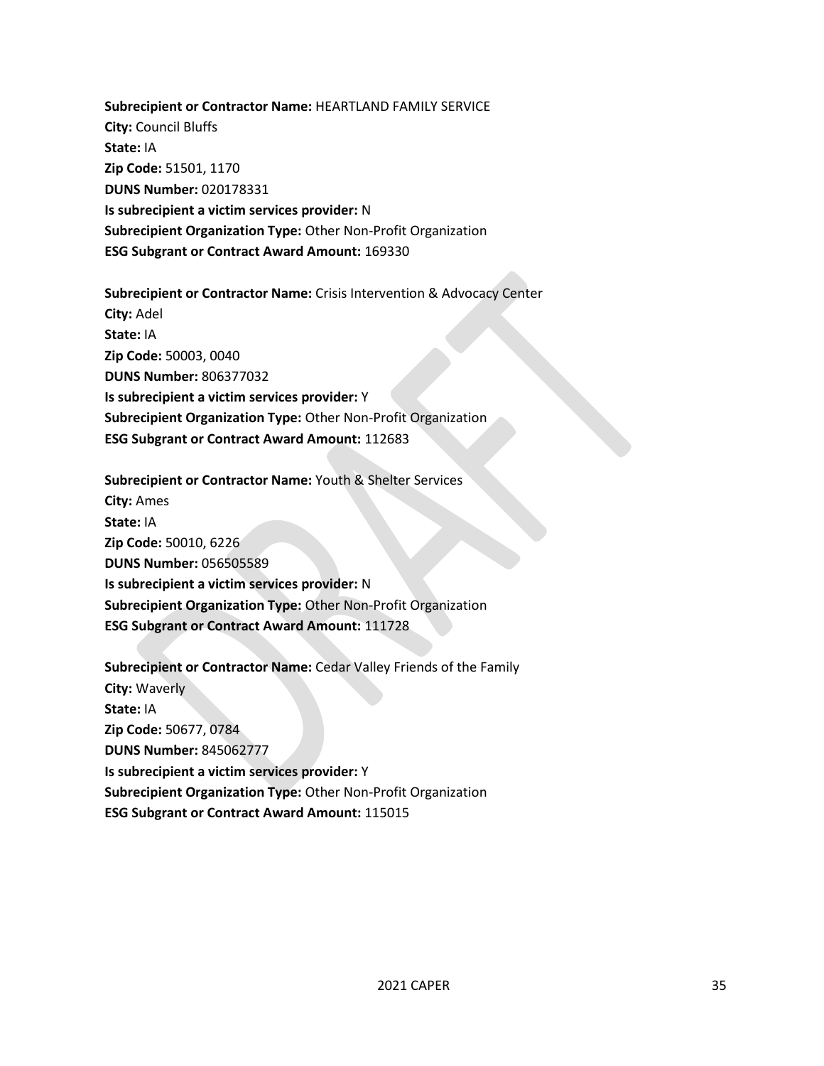**Subrecipient or Contractor Name:** HEARTLAND FAMILY SERVICE
**City:** Council Bluffs
**State:** IA
**Zip Code:** 51501, 1170
**DUNS Number:** 020178331
**Is subrecipient a victim services provider:** N
**Subrecipient Organization Type:** Other Non-Profit Organization
**ESG Subgrant or Contract Award Amount:** 169330

**Subrecipient or Contractor Name:** Crisis Intervention & Advocacy Center
**City:** Adel
**State:** IA
**Zip Code:** 50003, 0040
**DUNS Number:** 806377032
**Is subrecipient a victim services provider:** Y
**Subrecipient Organization Type:** Other Non-Profit Organization
**ESG Subgrant or Contract Award Amount:** 112683

**Subrecipient or Contractor Name:** Youth & Shelter Services
**City:** Ames
**State:** IA
**Zip Code:** 50010, 6226
**DUNS Number:** 056505589
**Is subrecipient a victim services provider:** N
**Subrecipient Organization Type:** Other Non-Profit Organization
**ESG Subgrant or Contract Award Amount:** 111728

**Subrecipient or Contractor Name:** Cedar Valley Friends of the Family
**City:** Waverly
**State:** IA
**Zip Code:** 50677, 0784
**DUNS Number:** 845062777
**Is subrecipient a victim services provider:** Y
**Subrecipient Organization Type:** Other Non-Profit Organization
**ESG Subgrant or Contract Award Amount:** 115015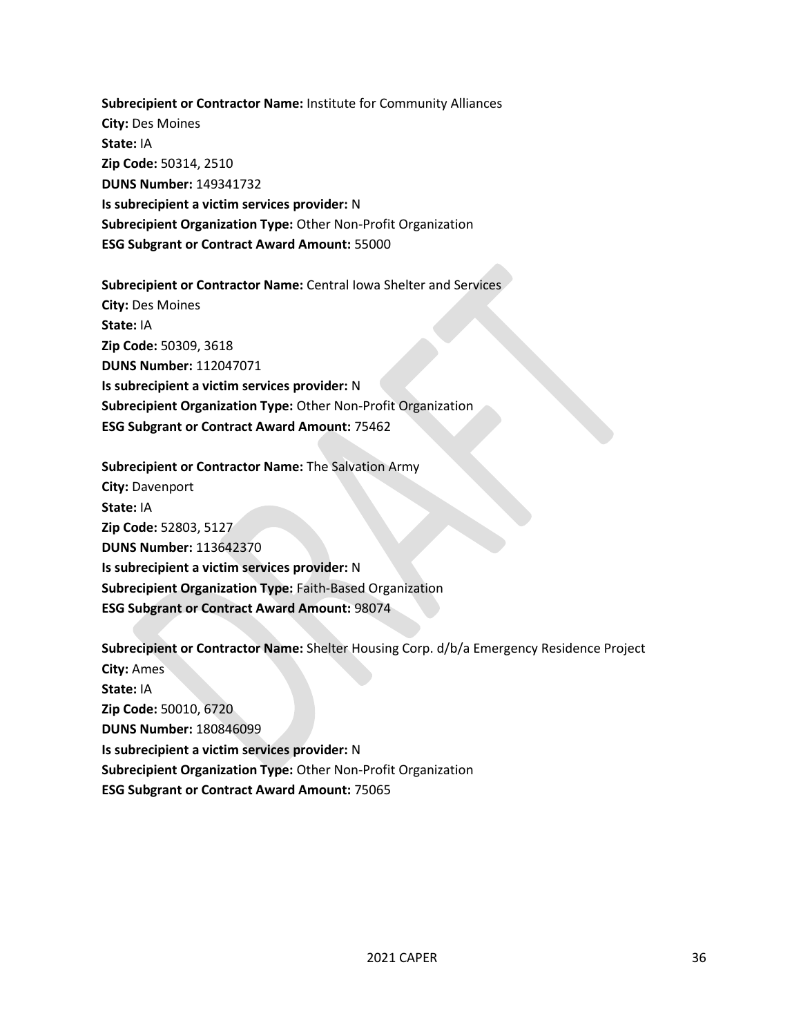**Subrecipient or Contractor Name:** Institute for Community Alliances
**City:** Des Moines
**State:** IA
**Zip Code:** 50314, 2510
**DUNS Number:** 149341732
**Is subrecipient a victim services provider:** N
**Subrecipient Organization Type:** Other Non-Profit Organization
**ESG Subgrant or Contract Award Amount:** 55000

**Subrecipient or Contractor Name:** Central Iowa Shelter and Services
**City:** Des Moines
**State:** IA
**Zip Code:** 50309, 3618
**DUNS Number:** 112047071
**Is subrecipient a victim services provider:** N
**Subrecipient Organization Type:** Other Non-Profit Organization
**ESG Subgrant or Contract Award Amount:** 75462

**Subrecipient or Contractor Name:** The Salvation Army
**City:** Davenport
**State:** IA
**Zip Code:** 52803, 5127
**DUNS Number:** 113642370
**Is subrecipient a victim services provider:** N
**Subrecipient Organization Type:** Faith-Based Organization
**ESG Subgrant or Contract Award Amount:** 98074

**Subrecipient or Contractor Name:** Shelter Housing Corp. d/b/a Emergency Residence Project
**City:** Ames
**State:** IA
**Zip Code:** 50010, 6720
**DUNS Number:** 180846099
**Is subrecipient a victim services provider:** N
**Subrecipient Organization Type:** Other Non-Profit Organization
**ESG Subgrant or Contract Award Amount:** 75065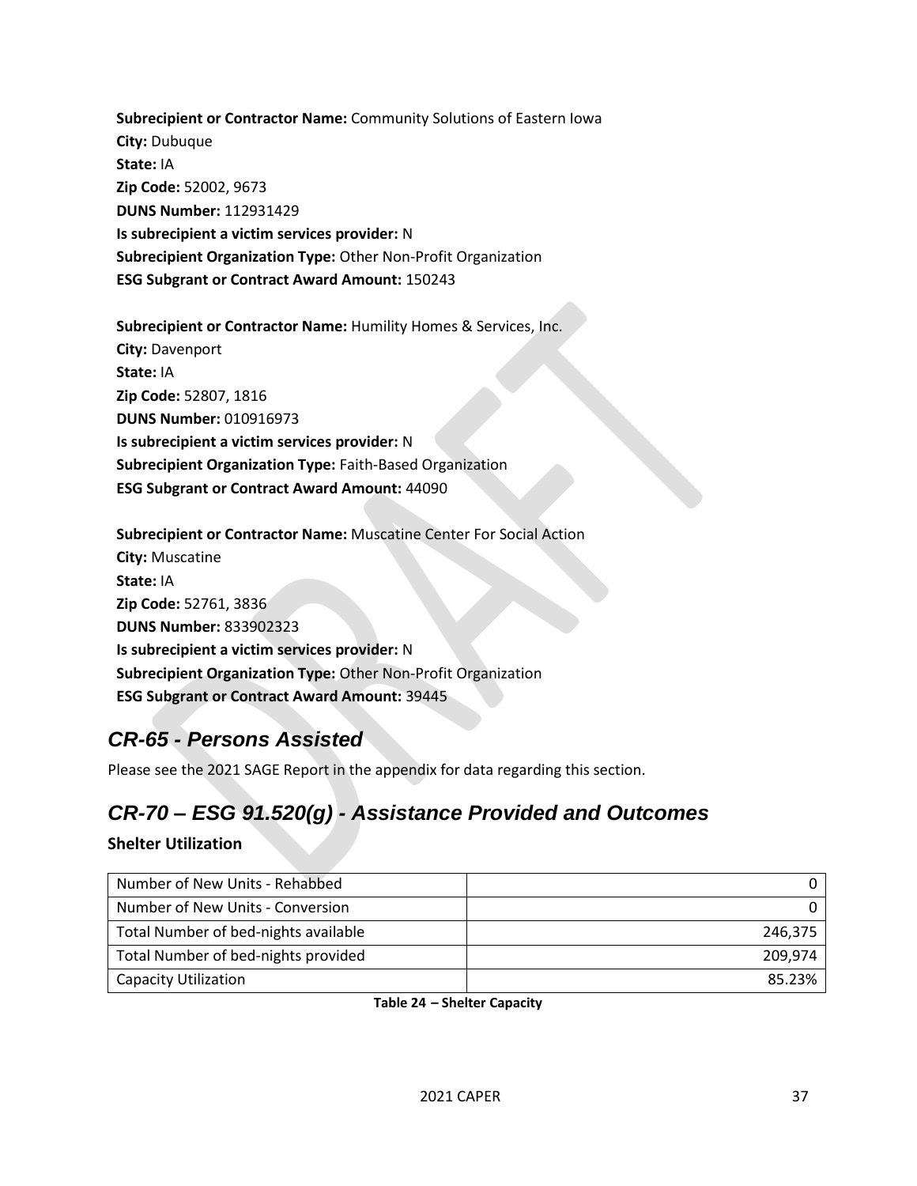**Subrecipient or Contractor Name:** Community Solutions of Eastern Iowa
**City:** Dubuque
**State:** IA
**Zip Code:** 52002, 9673
**DUNS Number:** 112931429
**Is subrecipient a victim services provider:** N
**Subrecipient Organization Type:** Other Non-Profit Organization
**ESG Subgrant or Contract Award Amount:** 150243

**Subrecipient or Contractor Name:** Humility Homes & Services, Inc.
**City:** Davenport
**State:** IA
**Zip Code:** 52807, 1816
**DUNS Number:** 010916973
**Is subrecipient a victim services provider:** N
**Subrecipient Organization Type:** Faith-Based Organization
**ESG Subgrant or Contract Award Amount:** 44090

**Subrecipient or Contractor Name:** Muscatine Center For Social Action
**City:** Muscatine
**State:** IA
**Zip Code:** 52761, 3836
**DUNS Number:** 833902323
**Is subrecipient a victim services provider:** N
**Subrecipient Organization Type:** Other Non-Profit Organization
**ESG Subgrant or Contract Award Amount:** 39445

## *CR-65 - Persons Assisted*

Please see the 2021 SAGE Report in the appendix for data regarding this section.

## *CR-70 – ESG 91.520(g) - Assistance Provided and Outcomes*

### Shelter Utilization

| | |
|---|---:|
| Number of New Units - Rehabbed | 0 |
| Number of New Units - Conversion | 0 |
| Total Number of bed-nights available | 246,375 |
| Total Number of bed-nights provided | 209,974 |
| Capacity Utilization | 85.23% |

**Table 24 – Shelter Capacity**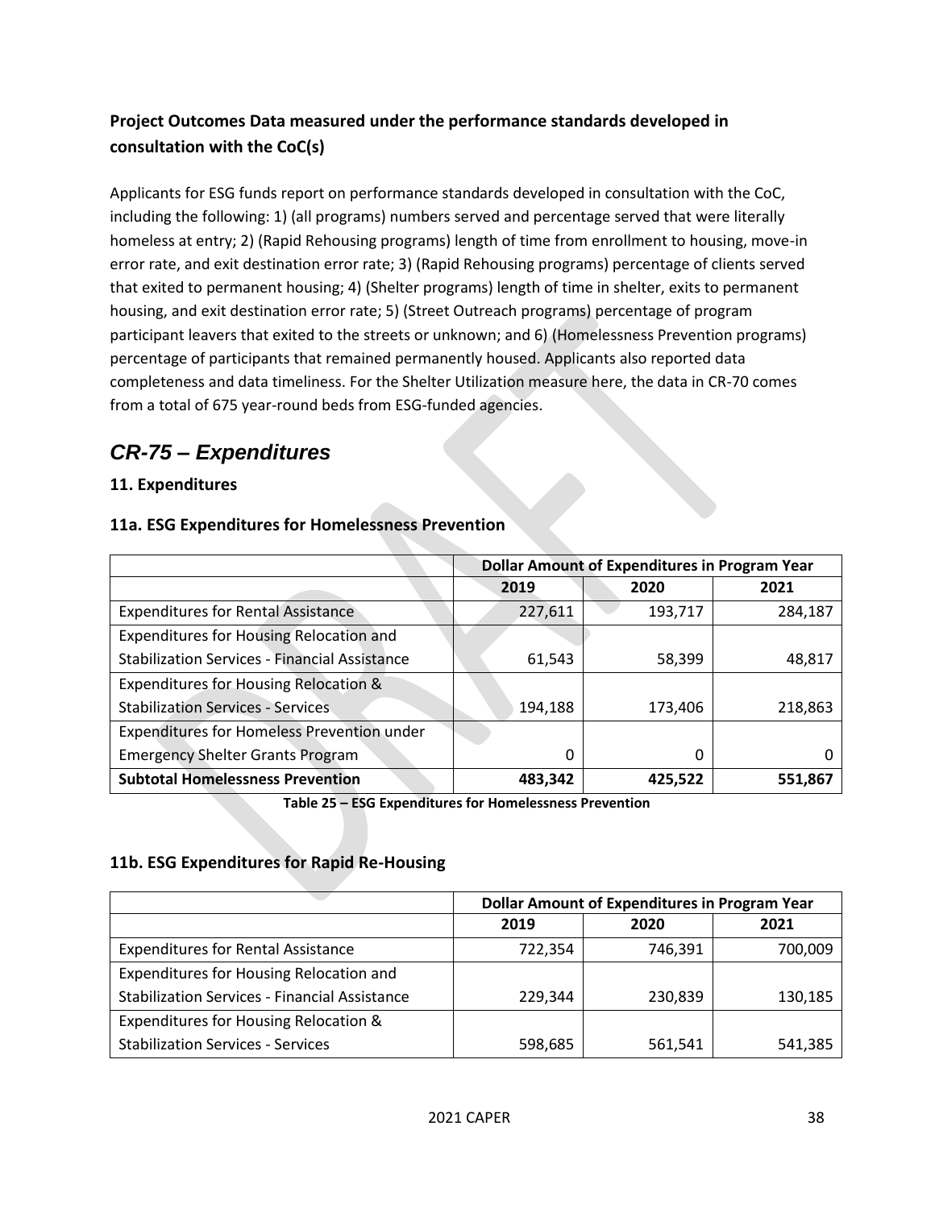**Project Outcomes Data measured under the performance standards developed in consultation with the CoC(s)**

Applicants for ESG funds report on performance standards developed in consultation with the CoC, including the following: 1) (all programs) numbers served and percentage served that were literally homeless at entry; 2) (Rapid Rehousing programs) length of time from enrollment to housing, move-in error rate, and exit destination error rate; 3) (Rapid Rehousing programs) percentage of clients served that exited to permanent housing; 4) (Shelter programs) length of time in shelter, exits to permanent housing, and exit destination error rate; 5) (Street Outreach programs) percentage of program participant leavers that exited to the streets or unknown; and 6) (Homelessness Prevention programs) percentage of participants that remained permanently housed. Applicants also reported data completeness and data timeliness. For the Shelter Utilization measure here, the data in CR-70 comes from a total of 675 year-round beds from ESG-funded agencies.

## *CR-75 – Expenditures*

### 11. Expenditures

### 11a. ESG Expenditures for Homelessness Prevention

| | Dollar Amount of Expenditures in Program Year | | |
|---|---|---|---|
| | 2019 | 2020 | 2021 |
| Expenditures for Rental Assistance | 227,611 | 193,717 | 284,187 |
| Expenditures for Housing Relocation and Stabilization Services - Financial Assistance | 61,543 | 58,399 | 48,817 |
| Expenditures for Housing Relocation & Stabilization Services - Services | 194,188 | 173,406 | 218,863 |
| Expenditures for Homeless Prevention under Emergency Shelter Grants Program | 0 | 0 | 0 |
| **Subtotal Homelessness Prevention** | **483,342** | **425,522** | **551,867** |

**Table 25 – ESG Expenditures for Homelessness Prevention**

### 11b. ESG Expenditures for Rapid Re-Housing

| | Dollar Amount of Expenditures in Program Year | | |
|---|---|---|---|
| | 2019 | 2020 | 2021 |
| Expenditures for Rental Assistance | 722,354 | 746,391 | 700,009 |
| Expenditures for Housing Relocation and Stabilization Services - Financial Assistance | 229,344 | 230,839 | 130,185 |
| Expenditures for Housing Relocation & Stabilization Services - Services | 598,685 | 561,541 | 541,385 |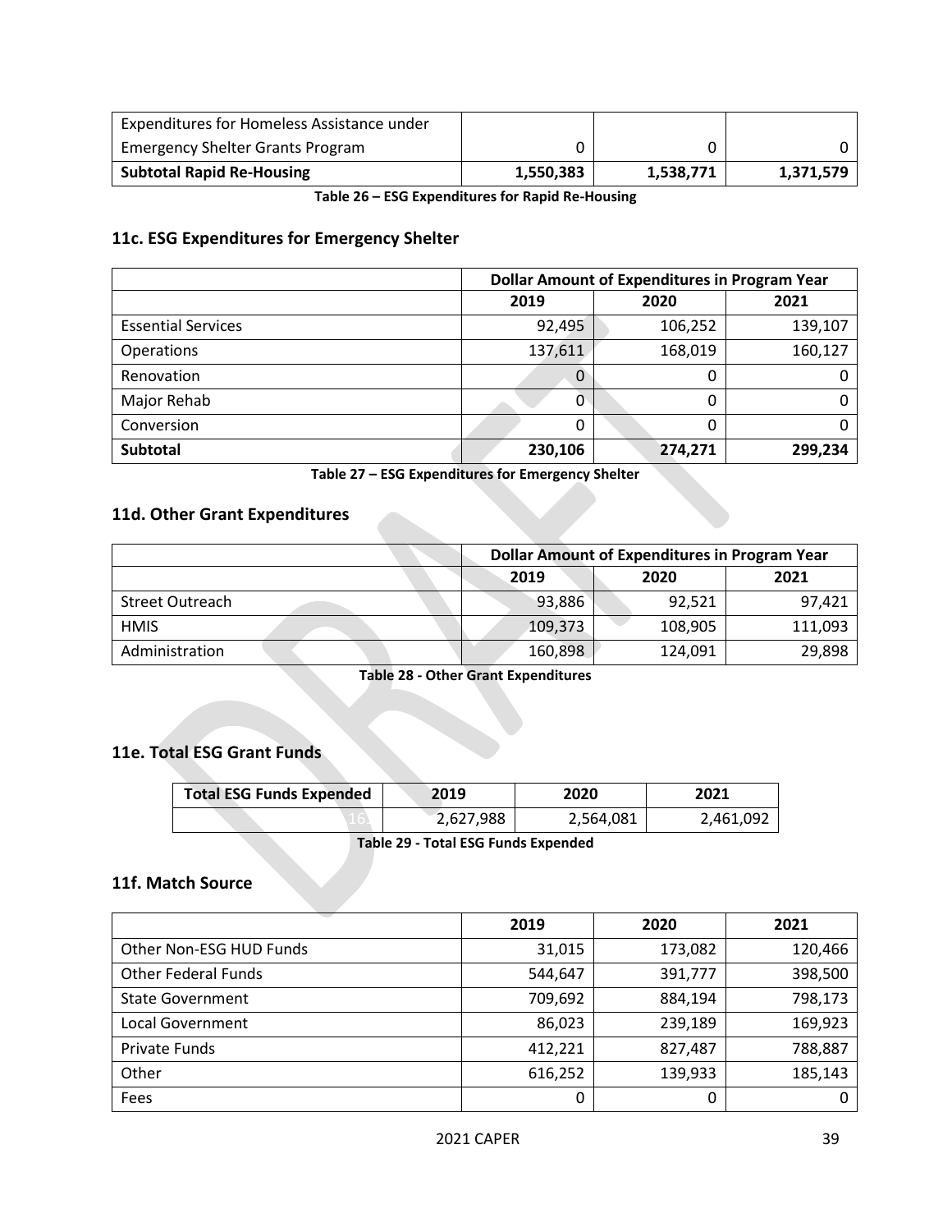| | | | |
|---|---|---|---|
| Expenditures for Homeless Assistance under Emergency Shelter Grants Program | 0 | 0 | 0 |
| **Subtotal Rapid Re-Housing** | **1,550,383** | **1,538,771** | **1,371,579** |

**Table 26 – ESG Expenditures for Rapid Re-Housing**

## 11c. ESG Expenditures for Emergency Shelter

| | Dollar Amount of Expenditures in Program Year | | |
|---|---|---|---|
| | 2019 | 2020 | 2021 |
| Essential Services | 92,495 | 106,252 | 139,107 |
| Operations | 137,611 | 168,019 | 160,127 |
| Renovation | 0 | 0 | 0 |
| Major Rehab | 0 | 0 | 0 |
| Conversion | 0 | 0 | 0 |
| **Subtotal** | **230,106** | **274,271** | **299,234** |

**Table 27 – ESG Expenditures for Emergency Shelter**

## 11d. Other Grant Expenditures

| | Dollar Amount of Expenditures in Program Year | | |
|---|---|---|---|
| | 2019 | 2020 | 2021 |
| Street Outreach | 93,886 | 92,521 | 97,421 |
| HMIS | 109,373 | 108,905 | 111,093 |
| Administration | 160,898 | 124,091 | 29,898 |

**Table 28 - Other Grant Expenditures**

## 11e. Total ESG Grant Funds

| Total ESG Funds Expended | 2019 | 2020 | 2021 |
|---|---|---|---|
| | 2,627,988 | 2,564,081 | 2,461,092 |

**Table 29 - Total ESG Funds Expended**

## 11f. Match Source

| | 2019 | 2020 | 2021 |
|---|---|---|---|
| Other Non-ESG HUD Funds | 31,015 | 173,082 | 120,466 |
| Other Federal Funds | 544,647 | 391,777 | 398,500 |
| State Government | 709,692 | 884,194 | 798,173 |
| Local Government | 86,023 | 239,189 | 169,923 |
| Private Funds | 412,221 | 827,487 | 788,887 |
| Other | 616,252 | 139,933 | 185,143 |
| Fees | 0 | 0 | 0 |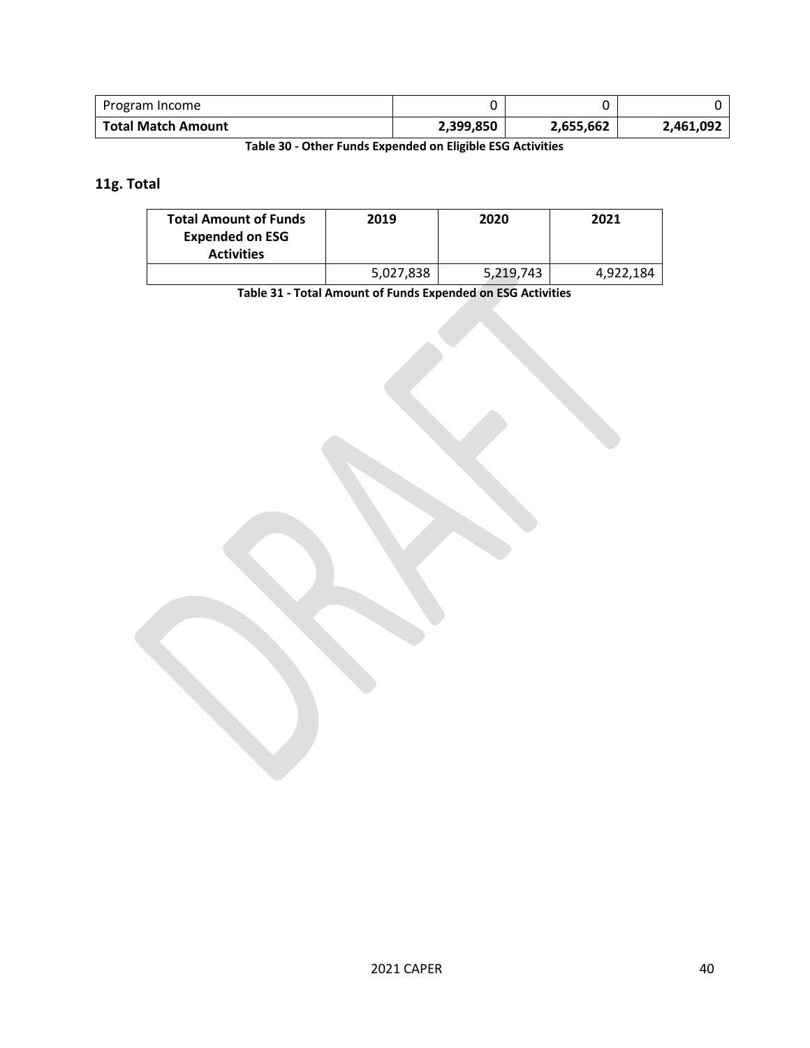| | | | |
|---|---|---|---|
| Program Income | 0 | 0 | 0 |
| **Total Match Amount** | **2,399,850** | **2,655,662** | **2,461,092** |

**Table 30 - Other Funds Expended on Eligible ESG Activities**

## 11g. Total

| Total Amount of Funds Expended on ESG Activities | 2019 | 2020 | 2021 |
|---|---|---|---|
| | 5,027,838 | 5,219,743 | 4,922,184 |

**Table 31 - Total Amount of Funds Expended on ESG Activities**